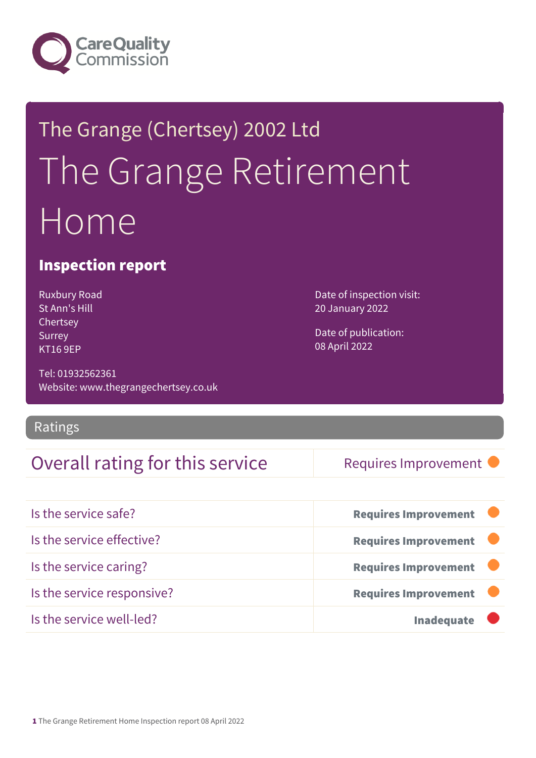Care Quality Commission

The Grange (Chertsey) 2002 Ltd

# The Grange Retirement Home

## Inspection report

Ruxbury Road
St Ann's Hill
Chertsey
Surrey
KT16 9EP

Tel: 01932562361
Website: www.thegrangechertsey.co.uk

Date of inspection visit:
20 January 2022

Date of publication:
08 April 2022

## Ratings

| Overall rating for this service | Requires Improvement |
| --- | --- |

| | |
| --- | --- |
| Is the service safe? | **Requires Improvement** |
| Is the service effective? | **Requires Improvement** |
| Is the service caring? | **Requires Improvement** |
| Is the service responsive? | **Requires Improvement** |
| Is the service well-led? | **Inadequate** |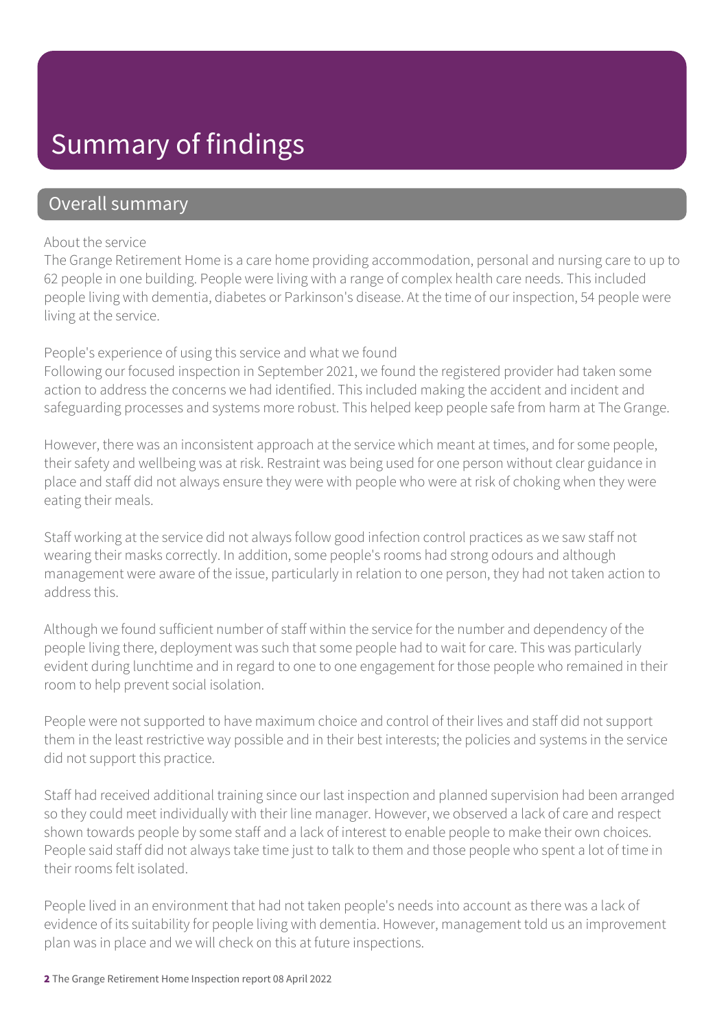# Summary of findings

## Overall summary

About the service

The Grange Retirement Home is a care home providing accommodation, personal and nursing care to up to 62 people in one building. People were living with a range of complex health care needs. This included people living with dementia, diabetes or Parkinson's disease. At the time of our inspection, 54 people were living at the service.

People's experience of using this service and what we found

Following our focused inspection in September 2021, we found the registered provider had taken some action to address the concerns we had identified. This included making the accident and incident and safeguarding processes and systems more robust. This helped keep people safe from harm at The Grange.

However, there was an inconsistent approach at the service which meant at times, and for some people, their safety and wellbeing was at risk. Restraint was being used for one person without clear guidance in place and staff did not always ensure they were with people who were at risk of choking when they were eating their meals.

Staff working at the service did not always follow good infection control practices as we saw staff not wearing their masks correctly. In addition, some people's rooms had strong odours and although management were aware of the issue, particularly in relation to one person, they had not taken action to address this.

Although we found sufficient number of staff within the service for the number and dependency of the people living there, deployment was such that some people had to wait for care. This was particularly evident during lunchtime and in regard to one to one engagement for those people who remained in their room to help prevent social isolation.

People were not supported to have maximum choice and control of their lives and staff did not support them in the least restrictive way possible and in their best interests; the policies and systems in the service did not support this practice.

Staff had received additional training since our last inspection and planned supervision had been arranged so they could meet individually with their line manager. However, we observed a lack of care and respect shown towards people by some staff and a lack of interest to enable people to make their own choices. People said staff did not always take time just to talk to them and those people who spent a lot of time in their rooms felt isolated.

People lived in an environment that had not taken people's needs into account as there was a lack of evidence of its suitability for people living with dementia. However, management told us an improvement plan was in place and we will check on this at future inspections.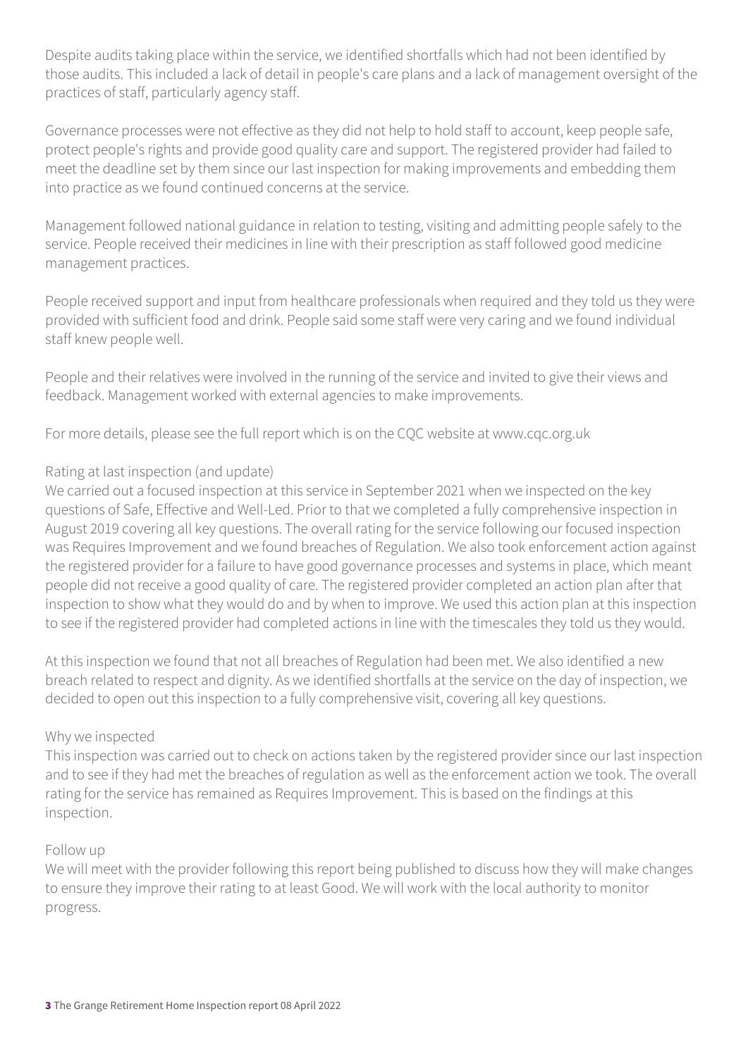Despite audits taking place within the service, we identified shortfalls which had not been identified by those audits. This included a lack of detail in people's care plans and a lack of management oversight of the practices of staff, particularly agency staff.

Governance processes were not effective as they did not help to hold staff to account, keep people safe, protect people's rights and provide good quality care and support. The registered provider had failed to meet the deadline set by them since our last inspection for making improvements and embedding them into practice as we found continued concerns at the service.

Management followed national guidance in relation to testing, visiting and admitting people safely to the service. People received their medicines in line with their prescription as staff followed good medicine management practices.

People received support and input from healthcare professionals when required and they told us they were provided with sufficient food and drink. People said some staff were very caring and we found individual staff knew people well.

People and their relatives were involved in the running of the service and invited to give their views and feedback. Management worked with external agencies to make improvements.

For more details, please see the full report which is on the CQC website at www.cqc.org.uk

### Rating at last inspection (and update)

We carried out a focused inspection at this service in September 2021 when we inspected on the key questions of Safe, Effective and Well-Led. Prior to that we completed a fully comprehensive inspection in August 2019 covering all key questions. The overall rating for the service following our focused inspection was Requires Improvement and we found breaches of Regulation. We also took enforcement action against the registered provider for a failure to have good governance processes and systems in place, which meant people did not receive a good quality of care. The registered provider completed an action plan after that inspection to show what they would do and by when to improve. We used this action plan at this inspection to see if the registered provider had completed actions in line with the timescales they told us they would.

At this inspection we found that not all breaches of Regulation had been met. We also identified a new breach related to respect and dignity. As we identified shortfalls at the service on the day of inspection, we decided to open out this inspection to a fully comprehensive visit, covering all key questions.

### Why we inspected

This inspection was carried out to check on actions taken by the registered provider since our last inspection and to see if they had met the breaches of regulation as well as the enforcement action we took. The overall rating for the service has remained as Requires Improvement. This is based on the findings at this inspection.

### Follow up

We will meet with the provider following this report being published to discuss how they will make changes to ensure they improve their rating to at least Good. We will work with the local authority to monitor progress.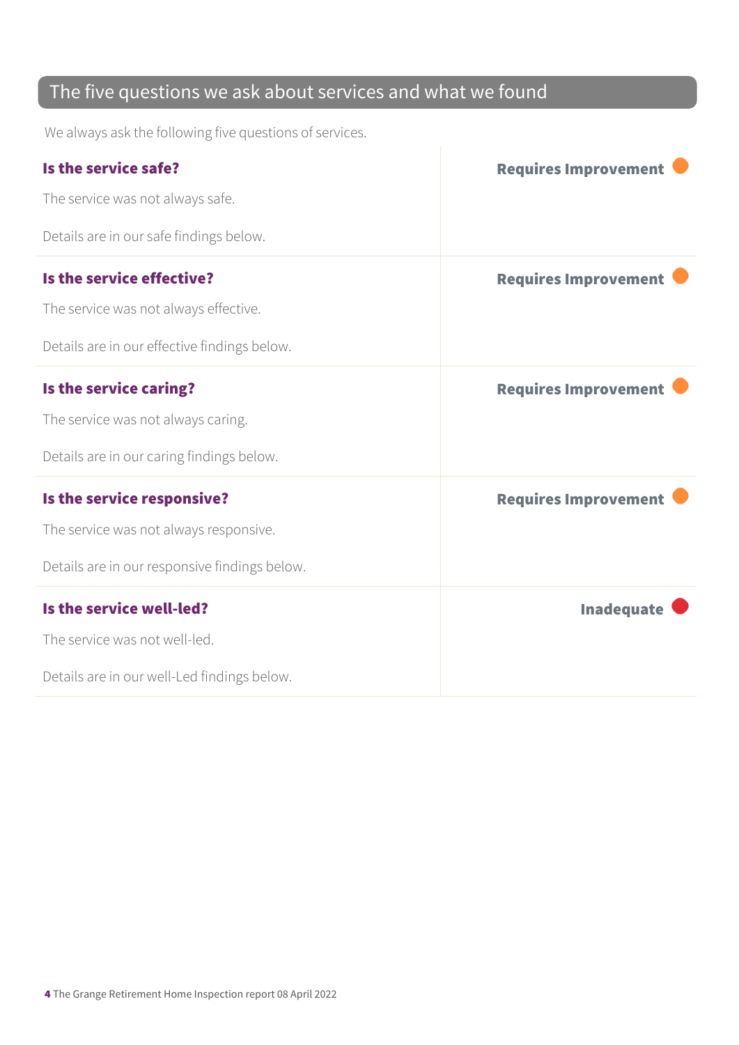## The five questions we ask about services and what we found

We always ask the following five questions of services.

| | |
|---|---|
| **Is the service safe?**<br><br>The service was not always safe.<br><br>Details are in our safe findings below. | **Requires Improvement** |
| **Is the service effective?**<br><br>The service was not always effective.<br><br>Details are in our effective findings below. | **Requires Improvement** |
| **Is the service caring?**<br><br>The service was not always caring.<br><br>Details are in our caring findings below. | **Requires Improvement** |
| **Is the service responsive?**<br><br>The service was not always responsive.<br><br>Details are in our responsive findings below. | **Requires Improvement** |
| **Is the service well-led?**<br><br>The service was not well-led.<br><br>Details are in our well-Led findings below. | **Inadequate** |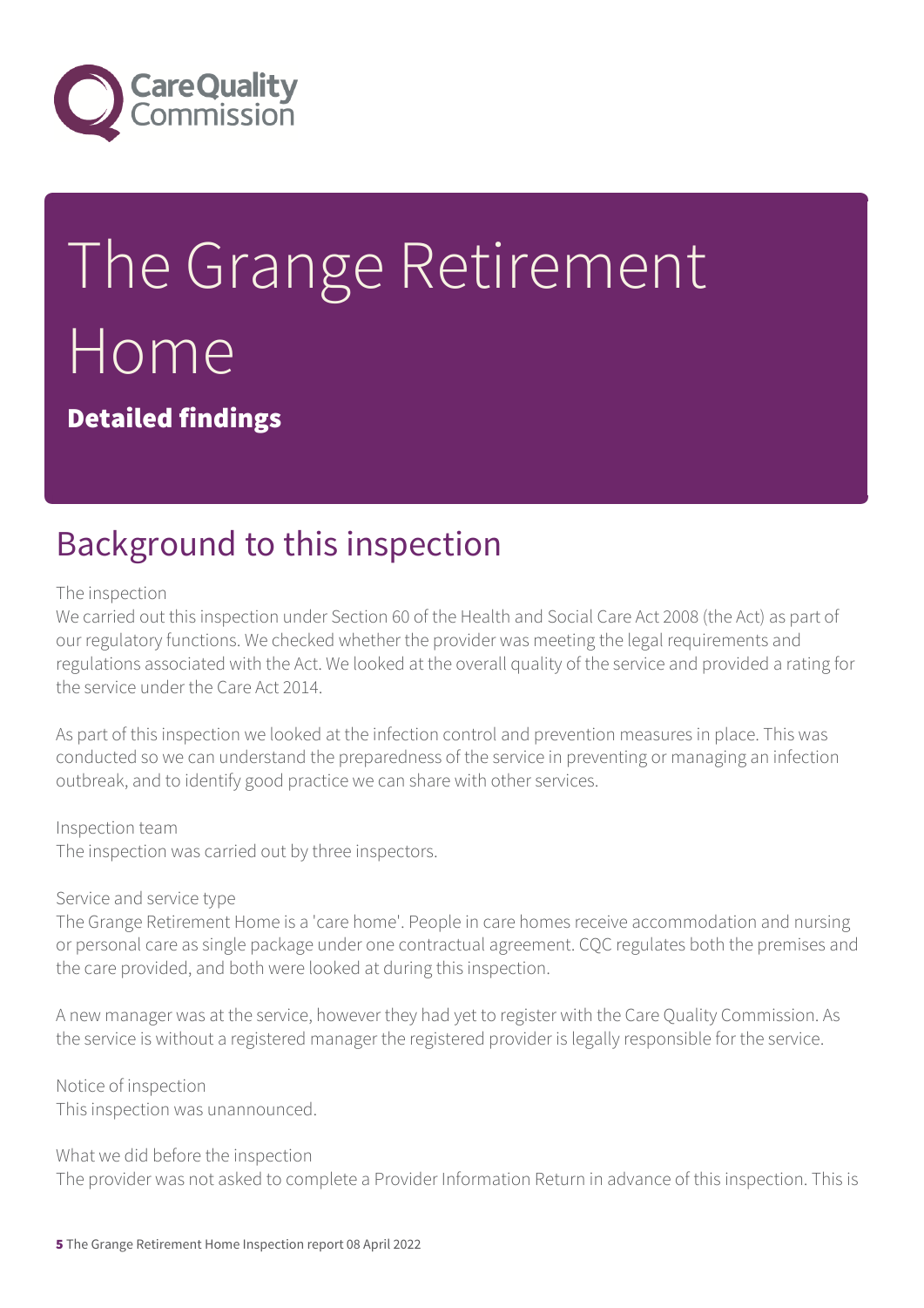# The Grange Retirement Home

**Detailed findings**

## Background to this inspection

The inspection

We carried out this inspection under Section 60 of the Health and Social Care Act 2008 (the Act) as part of our regulatory functions. We checked whether the provider was meeting the legal requirements and regulations associated with the Act. We looked at the overall quality of the service and provided a rating for the service under the Care Act 2014.

As part of this inspection we looked at the infection control and prevention measures in place. This was conducted so we can understand the preparedness of the service in preventing or managing an infection outbreak, and to identify good practice we can share with other services.

Inspection team

The inspection was carried out by three inspectors.

Service and service type

The Grange Retirement Home is a 'care home'. People in care homes receive accommodation and nursing or personal care as single package under one contractual agreement. CQC regulates both the premises and the care provided, and both were looked at during this inspection.

A new manager was at the service, however they had yet to register with the Care Quality Commission. As the service is without a registered manager the registered provider is legally responsible for the service.

Notice of inspection

This inspection was unannounced.

What we did before the inspection

The provider was not asked to complete a Provider Information Return in advance of this inspection. This is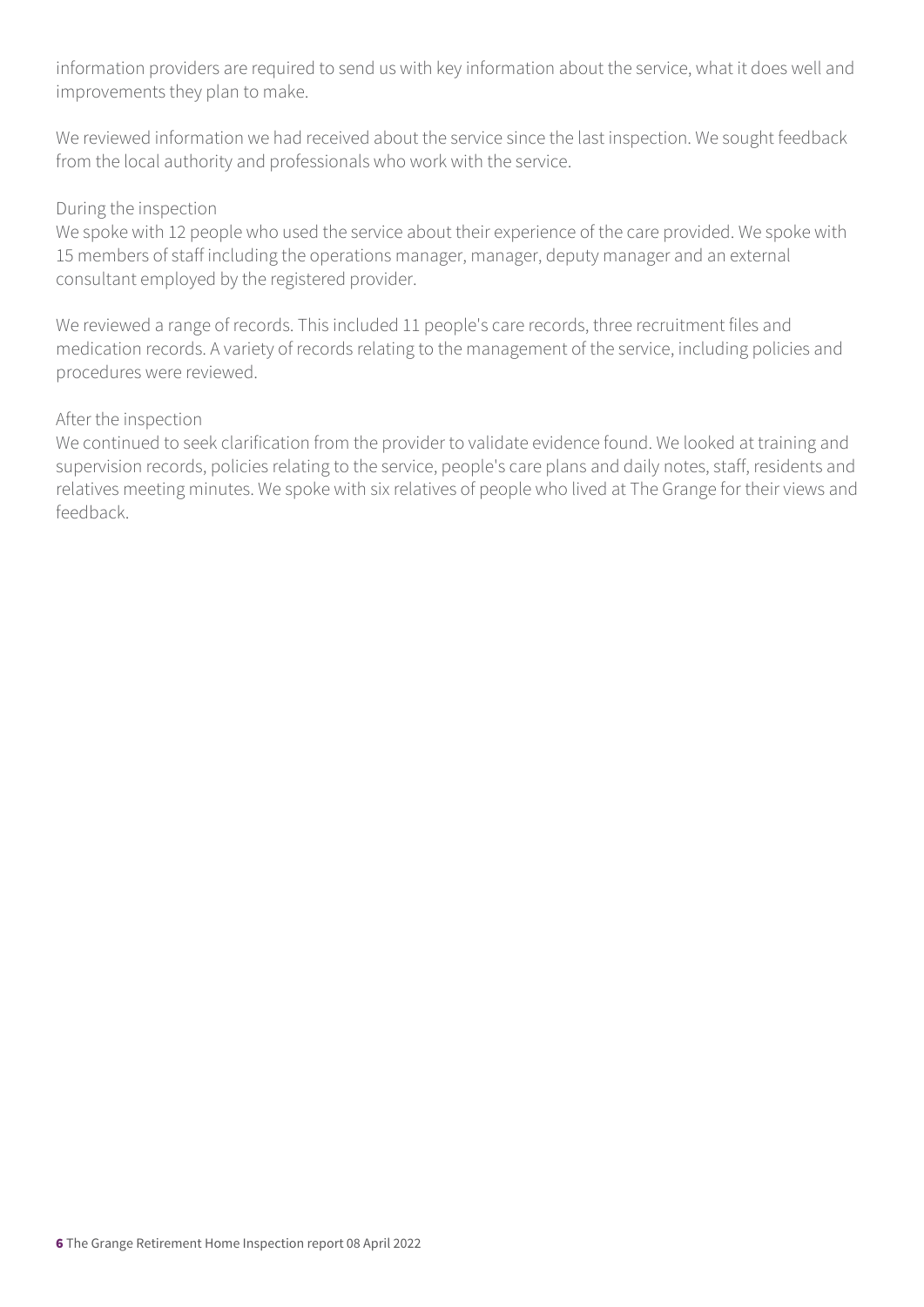information providers are required to send us with key information about the service, what it does well and improvements they plan to make.

We reviewed information we had received about the service since the last inspection. We sought feedback from the local authority and professionals who work with the service.

During the inspection
We spoke with 12 people who used the service about their experience of the care provided. We spoke with 15 members of staff including the operations manager, manager, deputy manager and an external consultant employed by the registered provider.

We reviewed a range of records. This included 11 people's care records, three recruitment files and medication records. A variety of records relating to the management of the service, including policies and procedures were reviewed.

After the inspection
We continued to seek clarification from the provider to validate evidence found. We looked at training and supervision records, policies relating to the service, people's care plans and daily notes, staff, residents and relatives meeting minutes. We spoke with six relatives of people who lived at The Grange for their views and feedback.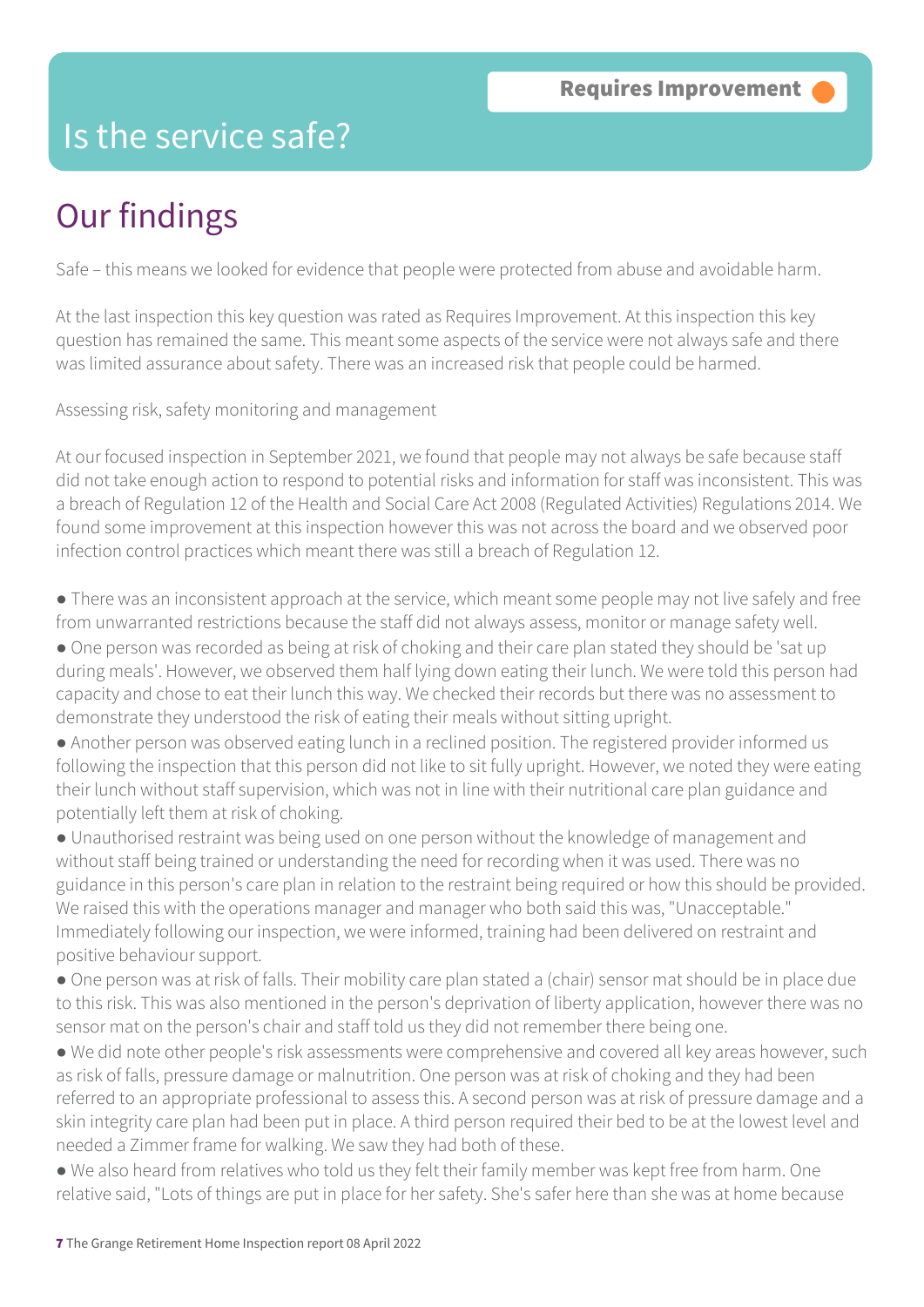# Is the service safe?

**Requires Improvement**

## Our findings

Safe – this means we looked for evidence that people were protected from abuse and avoidable harm.

At the last inspection this key question was rated as Requires Improvement. At this inspection this key question has remained the same. This meant some aspects of the service were not always safe and there was limited assurance about safety. There was an increased risk that people could be harmed.

Assessing risk, safety monitoring and management

At our focused inspection in September 2021, we found that people may not always be safe because staff did not take enough action to respond to potential risks and information for staff was inconsistent. This was a breach of Regulation 12 of the Health and Social Care Act 2008 (Regulated Activities) Regulations 2014. We found some improvement at this inspection however this was not across the board and we observed poor infection control practices which meant there was still a breach of Regulation 12.

- There was an inconsistent approach at the service, which meant some people may not live safely and free from unwarranted restrictions because the staff did not always assess, monitor or manage safety well.
- One person was recorded as being at risk of choking and their care plan stated they should be 'sat up during meals'. However, we observed them half lying down eating their lunch. We were told this person had capacity and chose to eat their lunch this way. We checked their records but there was no assessment to demonstrate they understood the risk of eating their meals without sitting upright.
- Another person was observed eating lunch in a reclined position. The registered provider informed us following the inspection that this person did not like to sit fully upright. However, we noted they were eating their lunch without staff supervision, which was not in line with their nutritional care plan guidance and potentially left them at risk of choking.
- Unauthorised restraint was being used on one person without the knowledge of management and without staff being trained or understanding the need for recording when it was used. There was no guidance in this person's care plan in relation to the restraint being required or how this should be provided. We raised this with the operations manager and manager who both said this was, "Unacceptable." Immediately following our inspection, we were informed, training had been delivered on restraint and positive behaviour support.
- One person was at risk of falls. Their mobility care plan stated a (chair) sensor mat should be in place due to this risk. This was also mentioned in the person's deprivation of liberty application, however there was no sensor mat on the person's chair and staff told us they did not remember there being one.
- We did note other people's risk assessments were comprehensive and covered all key areas however, such as risk of falls, pressure damage or malnutrition. One person was at risk of choking and they had been referred to an appropriate professional to assess this. A second person was at risk of pressure damage and a skin integrity care plan had been put in place. A third person required their bed to be at the lowest level and needed a Zimmer frame for walking. We saw they had both of these.
- We also heard from relatives who told us they felt their family member was kept free from harm. One relative said, "Lots of things are put in place for her safety. She's safer here than she was at home because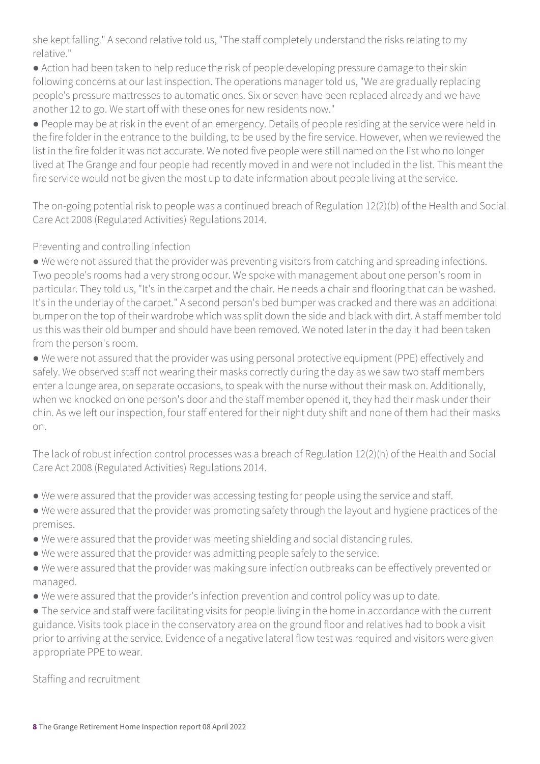she kept falling." A second relative told us, "The staff completely understand the risks relating to my relative."

- Action had been taken to help reduce the risk of people developing pressure damage to their skin following concerns at our last inspection. The operations manager told us, "We are gradually replacing people's pressure mattresses to automatic ones. Six or seven have been replaced already and we have another 12 to go. We start off with these ones for new residents now."
- People may be at risk in the event of an emergency. Details of people residing at the service were held in the fire folder in the entrance to the building, to be used by the fire service. However, when we reviewed the list in the fire folder it was not accurate. We noted five people were still named on the list who no longer lived at The Grange and four people had recently moved in and were not included in the list. This meant the fire service would not be given the most up to date information about people living at the service.

The on-going potential risk to people was a continued breach of Regulation 12(2)(b) of the Health and Social Care Act 2008 (Regulated Activities) Regulations 2014.

Preventing and controlling infection

- We were not assured that the provider was preventing visitors from catching and spreading infections. Two people's rooms had a very strong odour. We spoke with management about one person's room in particular. They told us, "It's in the carpet and the chair. He needs a chair and flooring that can be washed. It's in the underlay of the carpet." A second person's bed bumper was cracked and there was an additional bumper on the top of their wardrobe which was split down the side and black with dirt. A staff member told us this was their old bumper and should have been removed. We noted later in the day it had been taken from the person's room.
- We were not assured that the provider was using personal protective equipment (PPE) effectively and safely. We observed staff not wearing their masks correctly during the day as we saw two staff members enter a lounge area, on separate occasions, to speak with the nurse without their mask on. Additionally, when we knocked on one person's door and the staff member opened it, they had their mask under their chin. As we left our inspection, four staff entered for their night duty shift and none of them had their masks on.

The lack of robust infection control processes was a breach of Regulation 12(2)(h) of the Health and Social Care Act 2008 (Regulated Activities) Regulations 2014.

- We were assured that the provider was accessing testing for people using the service and staff.
- We were assured that the provider was promoting safety through the layout and hygiene practices of the premises.
- We were assured that the provider was meeting shielding and social distancing rules.
- We were assured that the provider was admitting people safely to the service.
- We were assured that the provider was making sure infection outbreaks can be effectively prevented or managed.
- We were assured that the provider's infection prevention and control policy was up to date.
- The service and staff were facilitating visits for people living in the home in accordance with the current guidance. Visits took place in the conservatory area on the ground floor and relatives had to book a visit prior to arriving at the service. Evidence of a negative lateral flow test was required and visitors were given appropriate PPE to wear.

Staffing and recruitment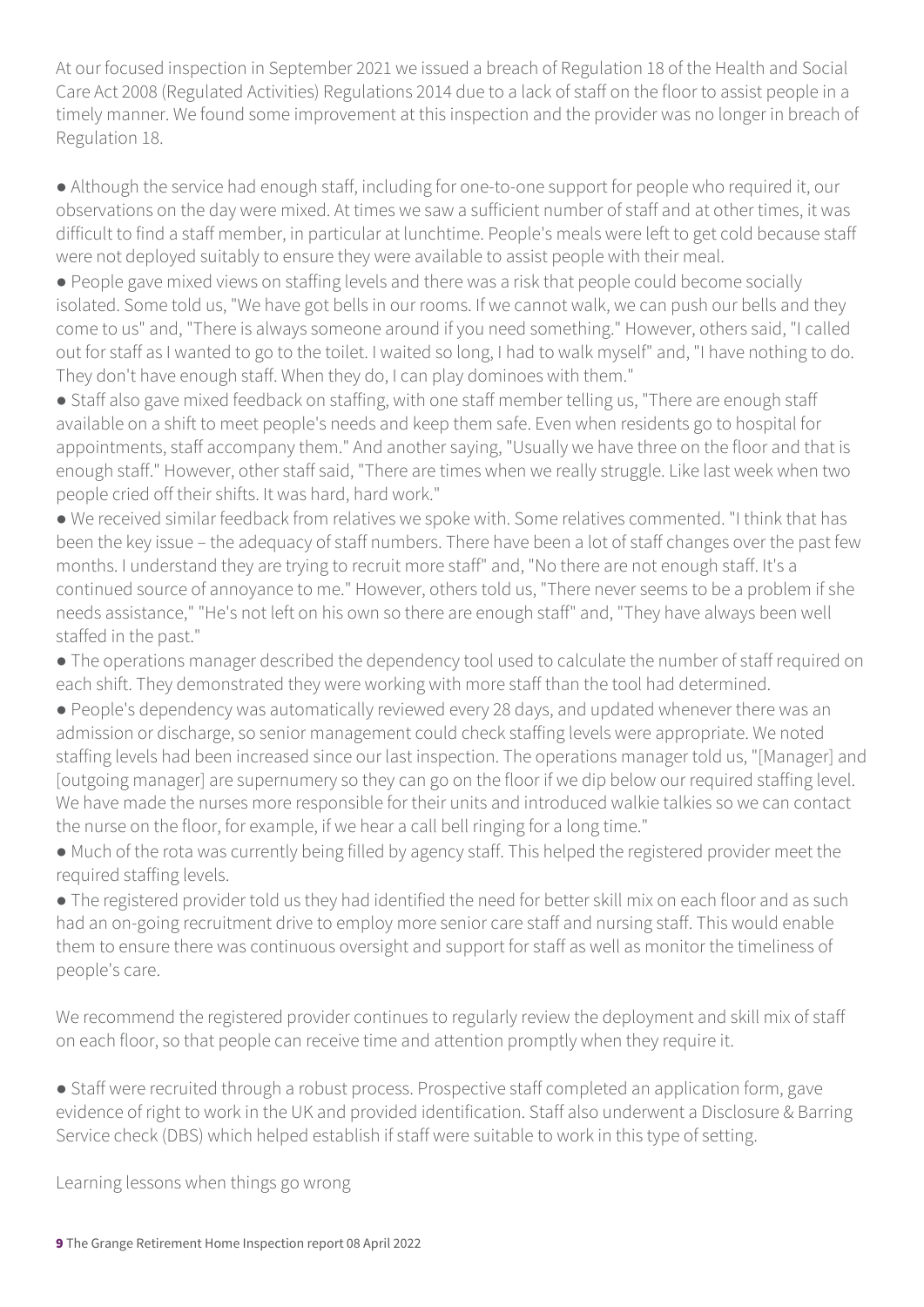At our focused inspection in September 2021 we issued a breach of Regulation 18 of the Health and Social Care Act 2008 (Regulated Activities) Regulations 2014 due to a lack of staff on the floor to assist people in a timely manner. We found some improvement at this inspection and the provider was no longer in breach of Regulation 18.

- Although the service had enough staff, including for one-to-one support for people who required it, our observations on the day were mixed. At times we saw a sufficient number of staff and at other times, it was difficult to find a staff member, in particular at lunchtime. People's meals were left to get cold because staff were not deployed suitably to ensure they were available to assist people with their meal.
- People gave mixed views on staffing levels and there was a risk that people could become socially isolated. Some told us, "We have got bells in our rooms. If we cannot walk, we can push our bells and they come to us" and, "There is always someone around if you need something." However, others said, "I called out for staff as I wanted to go to the toilet. I waited so long, I had to walk myself" and, "I have nothing to do. They don't have enough staff. When they do, I can play dominoes with them."
- Staff also gave mixed feedback on staffing, with one staff member telling us, "There are enough staff available on a shift to meet people's needs and keep them safe. Even when residents go to hospital for appointments, staff accompany them." And another saying, "Usually we have three on the floor and that is enough staff." However, other staff said, "There are times when we really struggle. Like last week when two people cried off their shifts. It was hard, hard work."
- We received similar feedback from relatives we spoke with. Some relatives commented. "I think that has been the key issue – the adequacy of staff numbers. There have been a lot of staff changes over the past few months. I understand they are trying to recruit more staff" and, "No there are not enough staff. It's a continued source of annoyance to me." However, others told us, "There never seems to be a problem if she needs assistance," "He's not left on his own so there are enough staff" and, "They have always been well staffed in the past."
- The operations manager described the dependency tool used to calculate the number of staff required on each shift. They demonstrated they were working with more staff than the tool had determined.
- People's dependency was automatically reviewed every 28 days, and updated whenever there was an admission or discharge, so senior management could check staffing levels were appropriate. We noted staffing levels had been increased since our last inspection. The operations manager told us, "[Manager] and [outgoing manager] are supernumery so they can go on the floor if we dip below our required staffing level. We have made the nurses more responsible for their units and introduced walkie talkies so we can contact the nurse on the floor, for example, if we hear a call bell ringing for a long time."
- Much of the rota was currently being filled by agency staff. This helped the registered provider meet the required staffing levels.
- The registered provider told us they had identified the need for better skill mix on each floor and as such had an on-going recruitment drive to employ more senior care staff and nursing staff. This would enable them to ensure there was continuous oversight and support for staff as well as monitor the timeliness of people's care.

We recommend the registered provider continues to regularly review the deployment and skill mix of staff on each floor, so that people can receive time and attention promptly when they require it.

- Staff were recruited through a robust process. Prospective staff completed an application form, gave evidence of right to work in the UK and provided identification. Staff also underwent a Disclosure & Barring Service check (DBS) which helped establish if staff were suitable to work in this type of setting.

Learning lessons when things go wrong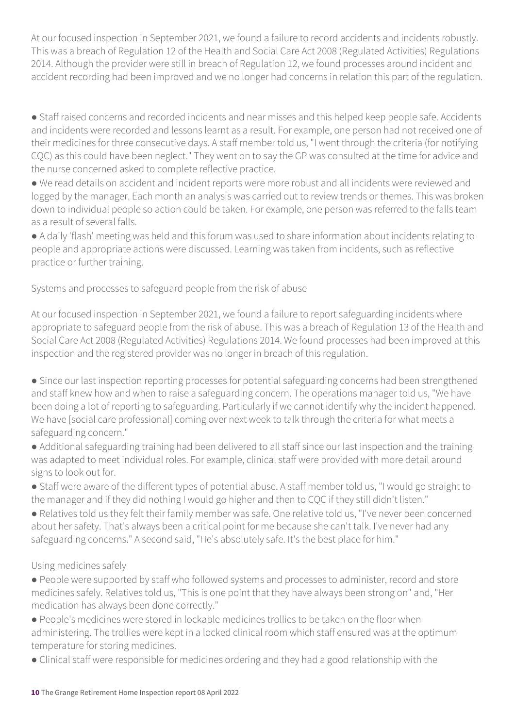At our focused inspection in September 2021, we found a failure to record accidents and incidents robustly. This was a breach of Regulation 12 of the Health and Social Care Act 2008 (Regulated Activities) Regulations 2014. Although the provider were still in breach of Regulation 12, we found processes around incident and accident recording had been improved and we no longer had concerns in relation this part of the regulation.

- Staff raised concerns and recorded incidents and near misses and this helped keep people safe. Accidents and incidents were recorded and lessons learnt as a result. For example, one person had not received one of their medicines for three consecutive days. A staff member told us, "I went through the criteria (for notifying CQC) as this could have been neglect." They went on to say the GP was consulted at the time for advice and the nurse concerned asked to complete reflective practice.
- We read details on accident and incident reports were more robust and all incidents were reviewed and logged by the manager. Each month an analysis was carried out to review trends or themes. This was broken down to individual people so action could be taken. For example, one person was referred to the falls team as a result of several falls.
- A daily 'flash' meeting was held and this forum was used to share information about incidents relating to people and appropriate actions were discussed. Learning was taken from incidents, such as reflective practice or further training.

## Systems and processes to safeguard people from the risk of abuse

At our focused inspection in September 2021, we found a failure to report safeguarding incidents where appropriate to safeguard people from the risk of abuse. This was a breach of Regulation 13 of the Health and Social Care Act 2008 (Regulated Activities) Regulations 2014. We found processes had been improved at this inspection and the registered provider was no longer in breach of this regulation.

- Since our last inspection reporting processes for potential safeguarding concerns had been strengthened and staff knew how and when to raise a safeguarding concern. The operations manager told us, "We have been doing a lot of reporting to safeguarding. Particularly if we cannot identify why the incident happened. We have [social care professional] coming over next week to talk through the criteria for what meets a safeguarding concern."
- Additional safeguarding training had been delivered to all staff since our last inspection and the training was adapted to meet individual roles. For example, clinical staff were provided with more detail around signs to look out for.
- Staff were aware of the different types of potential abuse. A staff member told us, "I would go straight to the manager and if they did nothing I would go higher and then to CQC if they still didn't listen."
- Relatives told us they felt their family member was safe. One relative told us, "I've never been concerned about her safety. That's always been a critical point for me because she can't talk. I've never had any safeguarding concerns." A second said, "He's absolutely safe. It's the best place for him."

## Using medicines safely

- People were supported by staff who followed systems and processes to administer, record and store medicines safely. Relatives told us, "This is one point that they have always been strong on" and, "Her medication has always been done correctly."
- People's medicines were stored in lockable medicines trollies to be taken on the floor when administering. The trollies were kept in a locked clinical room which staff ensured was at the optimum temperature for storing medicines.
- Clinical staff were responsible for medicines ordering and they had a good relationship with the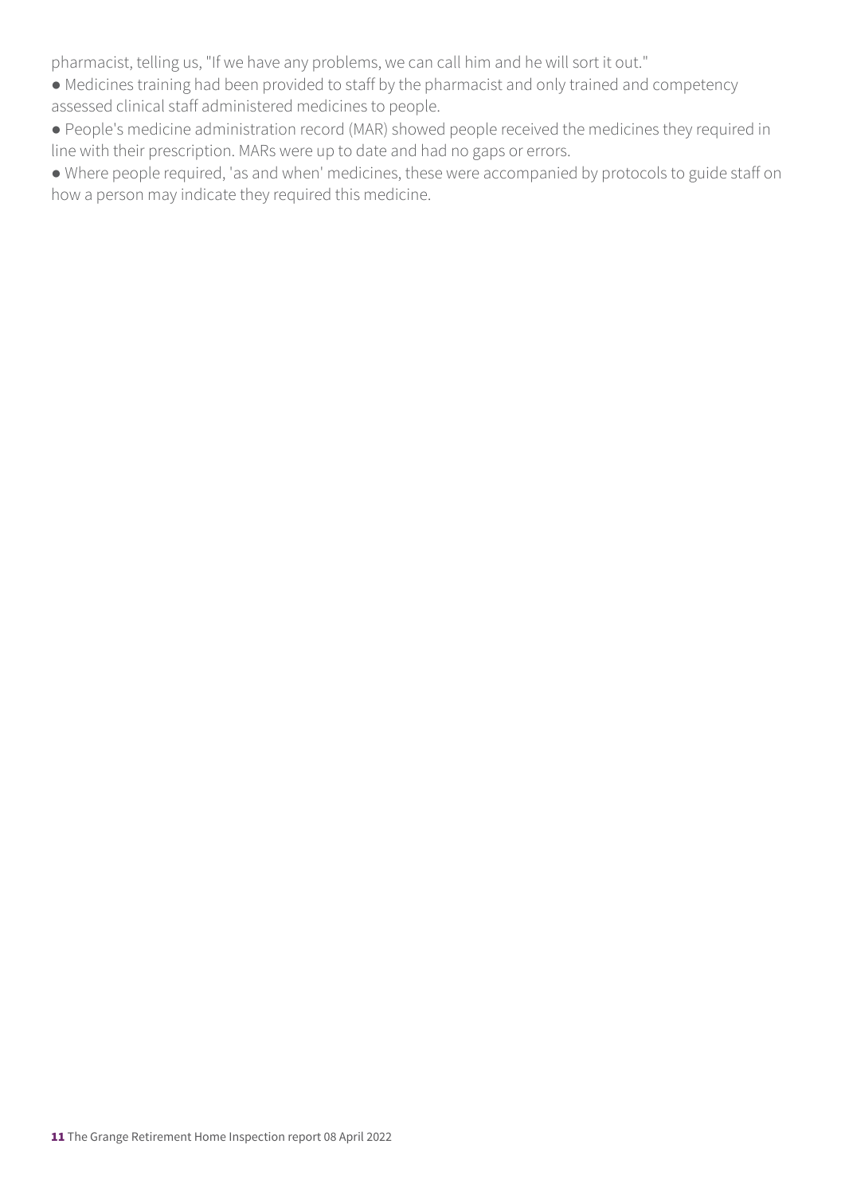pharmacist, telling us, "If we have any problems, we can call him and he will sort it out."

- Medicines training had been provided to staff by the pharmacist and only trained and competency assessed clinical staff administered medicines to people.
- People's medicine administration record (MAR) showed people received the medicines they required in line with their prescription. MARs were up to date and had no gaps or errors.
- Where people required, 'as and when' medicines, these were accompanied by protocols to guide staff on how a person may indicate they required this medicine.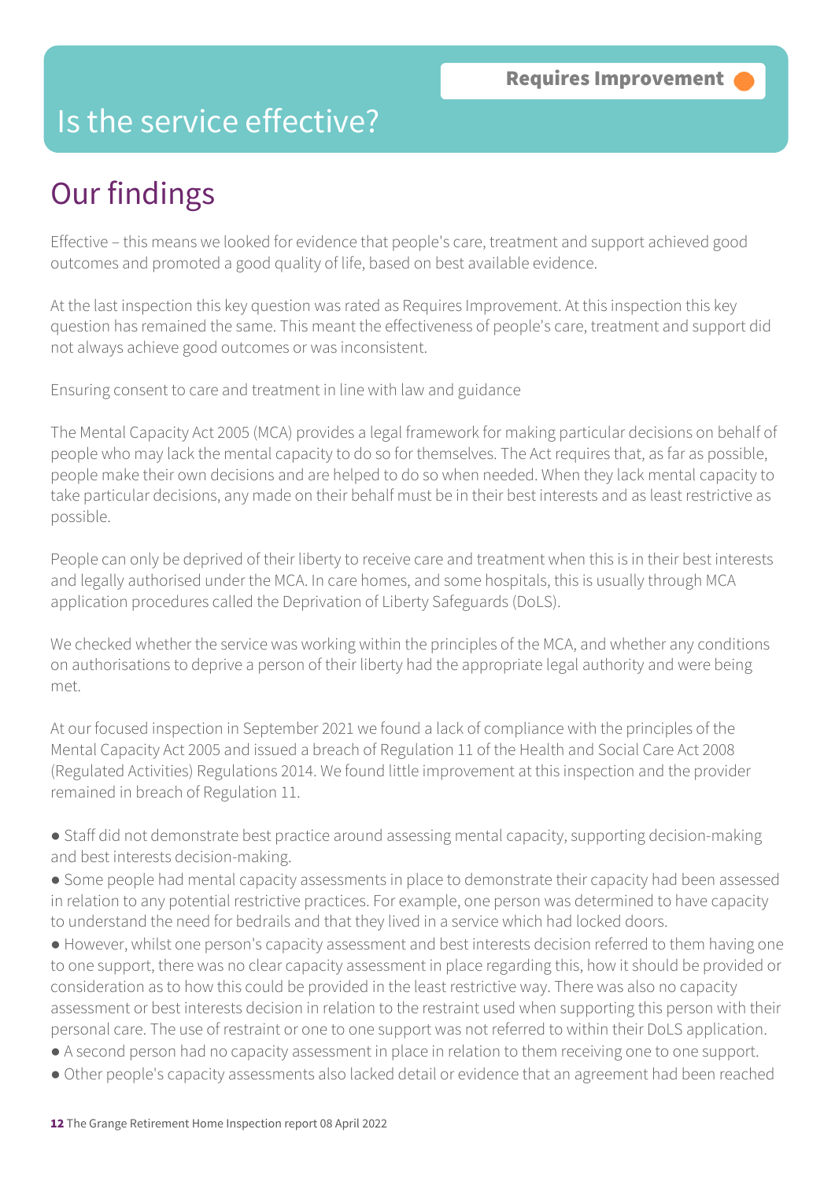# Is the service effective?

**Requires Improvement**

## Our findings

Effective – this means we looked for evidence that people's care, treatment and support achieved good outcomes and promoted a good quality of life, based on best available evidence.

At the last inspection this key question was rated as Requires Improvement. At this inspection this key question has remained the same. This meant the effectiveness of people's care, treatment and support did not always achieve good outcomes or was inconsistent.

Ensuring consent to care and treatment in line with law and guidance

The Mental Capacity Act 2005 (MCA) provides a legal framework for making particular decisions on behalf of people who may lack the mental capacity to do so for themselves. The Act requires that, as far as possible, people make their own decisions and are helped to do so when needed. When they lack mental capacity to take particular decisions, any made on their behalf must be in their best interests and as least restrictive as possible.

People can only be deprived of their liberty to receive care and treatment when this is in their best interests and legally authorised under the MCA. In care homes, and some hospitals, this is usually through MCA application procedures called the Deprivation of Liberty Safeguards (DoLS).

We checked whether the service was working within the principles of the MCA, and whether any conditions on authorisations to deprive a person of their liberty had the appropriate legal authority and were being met.

At our focused inspection in September 2021 we found a lack of compliance with the principles of the Mental Capacity Act 2005 and issued a breach of Regulation 11 of the Health and Social Care Act 2008 (Regulated Activities) Regulations 2014. We found little improvement at this inspection and the provider remained in breach of Regulation 11.

- Staff did not demonstrate best practice around assessing mental capacity, supporting decision-making and best interests decision-making.
- Some people had mental capacity assessments in place to demonstrate their capacity had been assessed in relation to any potential restrictive practices. For example, one person was determined to have capacity to understand the need for bedrails and that they lived in a service which had locked doors.
- However, whilst one person's capacity assessment and best interests decision referred to them having one to one support, there was no clear capacity assessment in place regarding this, how it should be provided or consideration as to how this could be provided in the least restrictive way. There was also no capacity assessment or best interests decision in relation to the restraint used when supporting this person with their personal care. The use of restraint or one to one support was not referred to within their DoLS application.
- A second person had no capacity assessment in place in relation to them receiving one to one support.
- Other people's capacity assessments also lacked detail or evidence that an agreement had been reached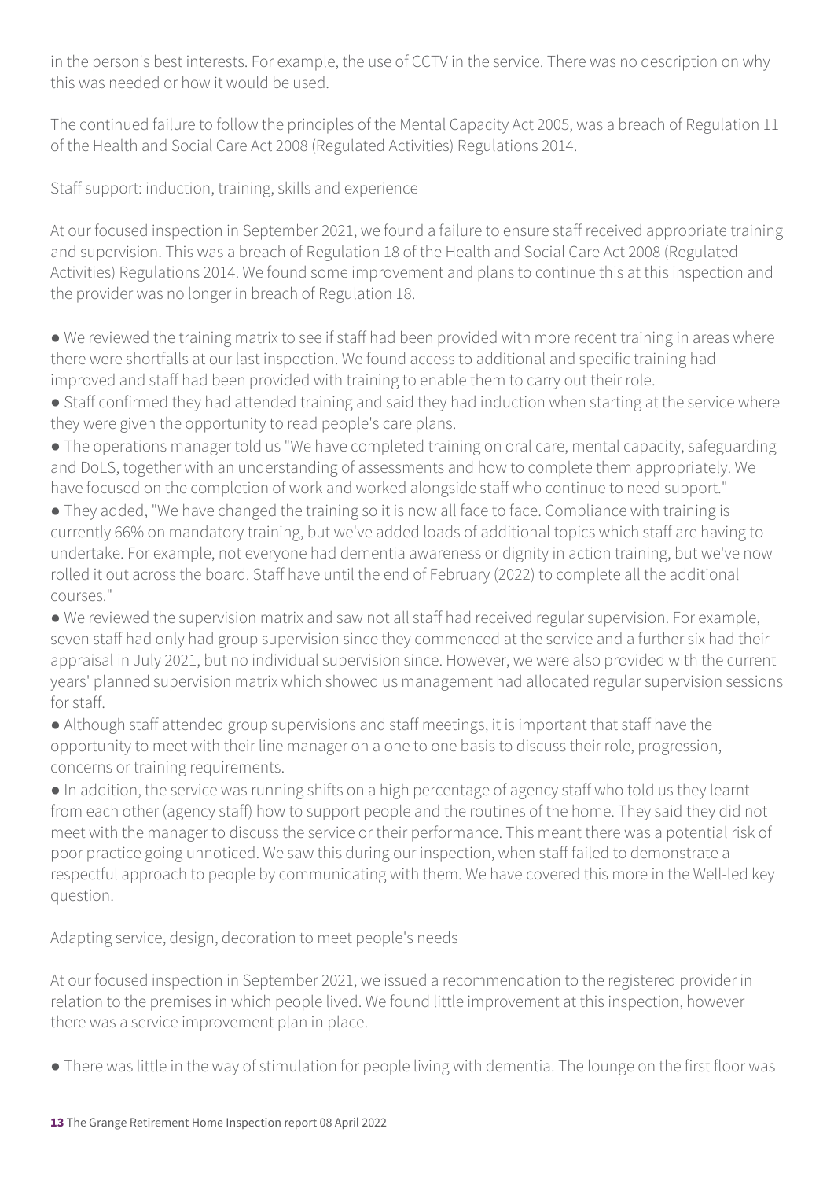in the person's best interests. For example, the use of CCTV in the service. There was no description on why this was needed or how it would be used.

The continued failure to follow the principles of the Mental Capacity Act 2005, was a breach of Regulation 11 of the Health and Social Care Act 2008 (Regulated Activities) Regulations 2014.

Staff support: induction, training, skills and experience

At our focused inspection in September 2021, we found a failure to ensure staff received appropriate training and supervision. This was a breach of Regulation 18 of the Health and Social Care Act 2008 (Regulated Activities) Regulations 2014. We found some improvement and plans to continue this at this inspection and the provider was no longer in breach of Regulation 18.

- We reviewed the training matrix to see if staff had been provided with more recent training in areas where there were shortfalls at our last inspection. We found access to additional and specific training had improved and staff had been provided with training to enable them to carry out their role.
- Staff confirmed they had attended training and said they had induction when starting at the service where they were given the opportunity to read people's care plans.
- The operations manager told us "We have completed training on oral care, mental capacity, safeguarding and DoLS, together with an understanding of assessments and how to complete them appropriately. We have focused on the completion of work and worked alongside staff who continue to need support."
- They added, "We have changed the training so it is now all face to face. Compliance with training is currently 66% on mandatory training, but we've added loads of additional topics which staff are having to undertake. For example, not everyone had dementia awareness or dignity in action training, but we've now rolled it out across the board. Staff have until the end of February (2022) to complete all the additional courses."
- We reviewed the supervision matrix and saw not all staff had received regular supervision. For example, seven staff had only had group supervision since they commenced at the service and a further six had their appraisal in July 2021, but no individual supervision since. However, we were also provided with the current years' planned supervision matrix which showed us management had allocated regular supervision sessions for staff.
- Although staff attended group supervisions and staff meetings, it is important that staff have the opportunity to meet with their line manager on a one to one basis to discuss their role, progression, concerns or training requirements.
- In addition, the service was running shifts on a high percentage of agency staff who told us they learnt from each other (agency staff) how to support people and the routines of the home. They said they did not meet with the manager to discuss the service or their performance. This meant there was a potential risk of poor practice going unnoticed. We saw this during our inspection, when staff failed to demonstrate a respectful approach to people by communicating with them. We have covered this more in the Well-led key question.

Adapting service, design, decoration to meet people's needs

At our focused inspection in September 2021, we issued a recommendation to the registered provider in relation to the premises in which people lived. We found little improvement at this inspection, however there was a service improvement plan in place.

- There was little in the way of stimulation for people living with dementia. The lounge on the first floor was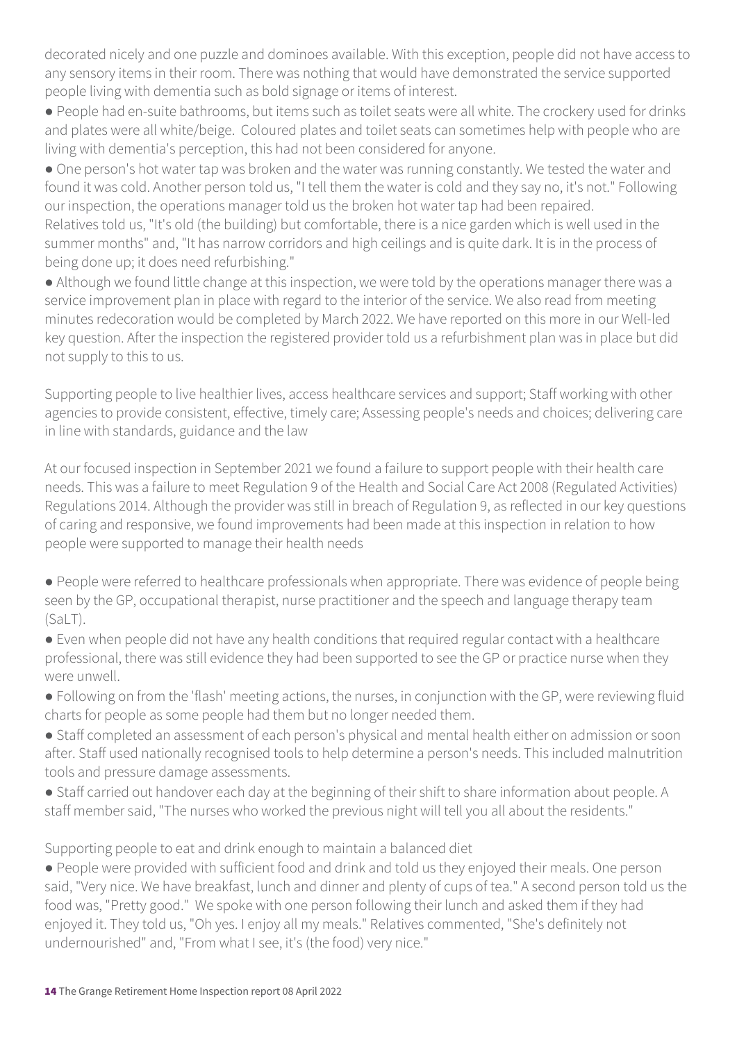decorated nicely and one puzzle and dominoes available. With this exception, people did not have access to any sensory items in their room. There was nothing that would have demonstrated the service supported people living with dementia such as bold signage or items of interest.

- People had en-suite bathrooms, but items such as toilet seats were all white. The crockery used for drinks and plates were all white/beige. Coloured plates and toilet seats can sometimes help with people who are living with dementia's perception, this had not been considered for anyone.
- One person's hot water tap was broken and the water was running constantly. We tested the water and found it was cold. Another person told us, "I tell them the water is cold and they say no, it's not." Following our inspection, the operations manager told us the broken hot water tap had been repaired.

Relatives told us, "It's old (the building) but comfortable, there is a nice garden which is well used in the summer months" and, "It has narrow corridors and high ceilings and is quite dark. It is in the process of being done up; it does need refurbishing."

- Although we found little change at this inspection, we were told by the operations manager there was a service improvement plan in place with regard to the interior of the service. We also read from meeting minutes redecoration would be completed by March 2022. We have reported on this more in our Well-led key question. After the inspection the registered provider told us a refurbishment plan was in place but did not supply to this to us.

Supporting people to live healthier lives, access healthcare services and support; Staff working with other agencies to provide consistent, effective, timely care; Assessing people's needs and choices; delivering care in line with standards, guidance and the law

At our focused inspection in September 2021 we found a failure to support people with their health care needs. This was a failure to meet Regulation 9 of the Health and Social Care Act 2008 (Regulated Activities) Regulations 2014. Although the provider was still in breach of Regulation 9, as reflected in our key questions of caring and responsive, we found improvements had been made at this inspection in relation to how people were supported to manage their health needs

- People were referred to healthcare professionals when appropriate. There was evidence of people being seen by the GP, occupational therapist, nurse practitioner and the speech and language therapy team (SaLT).
- Even when people did not have any health conditions that required regular contact with a healthcare professional, there was still evidence they had been supported to see the GP or practice nurse when they were unwell.
- Following on from the 'flash' meeting actions, the nurses, in conjunction with the GP, were reviewing fluid charts for people as some people had them but no longer needed them.
- Staff completed an assessment of each person's physical and mental health either on admission or soon after. Staff used nationally recognised tools to help determine a person's needs. This included malnutrition tools and pressure damage assessments.
- Staff carried out handover each day at the beginning of their shift to share information about people. A staff member said, "The nurses who worked the previous night will tell you all about the residents."

Supporting people to eat and drink enough to maintain a balanced diet

- People were provided with sufficient food and drink and told us they enjoyed their meals. One person said, "Very nice. We have breakfast, lunch and dinner and plenty of cups of tea." A second person told us the food was, "Pretty good." We spoke with one person following their lunch and asked them if they had enjoyed it. They told us, "Oh yes. I enjoy all my meals." Relatives commented, "She's definitely not undernourished" and, "From what I see, it's (the food) very nice."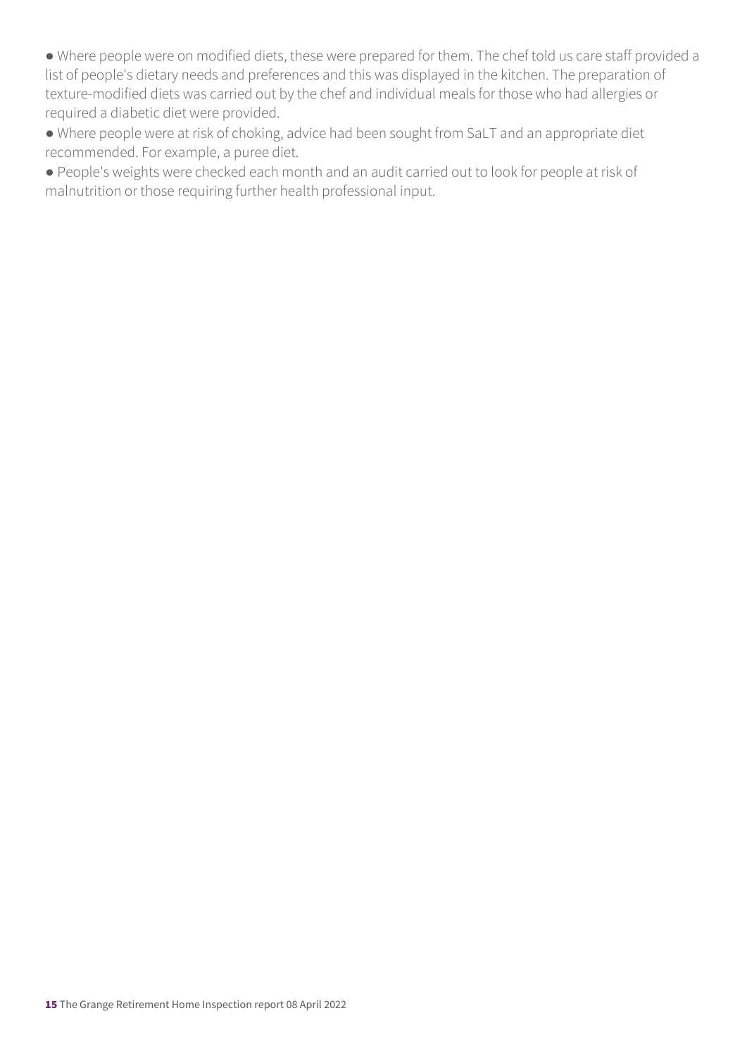- Where people were on modified diets, these were prepared for them. The chef told us care staff provided a list of people's dietary needs and preferences and this was displayed in the kitchen. The preparation of texture-modified diets was carried out by the chef and individual meals for those who had allergies or required a diabetic diet were provided.
- Where people were at risk of choking, advice had been sought from SaLT and an appropriate diet recommended. For example, a puree diet.
- People's weights were checked each month and an audit carried out to look for people at risk of malnutrition or those requiring further health professional input.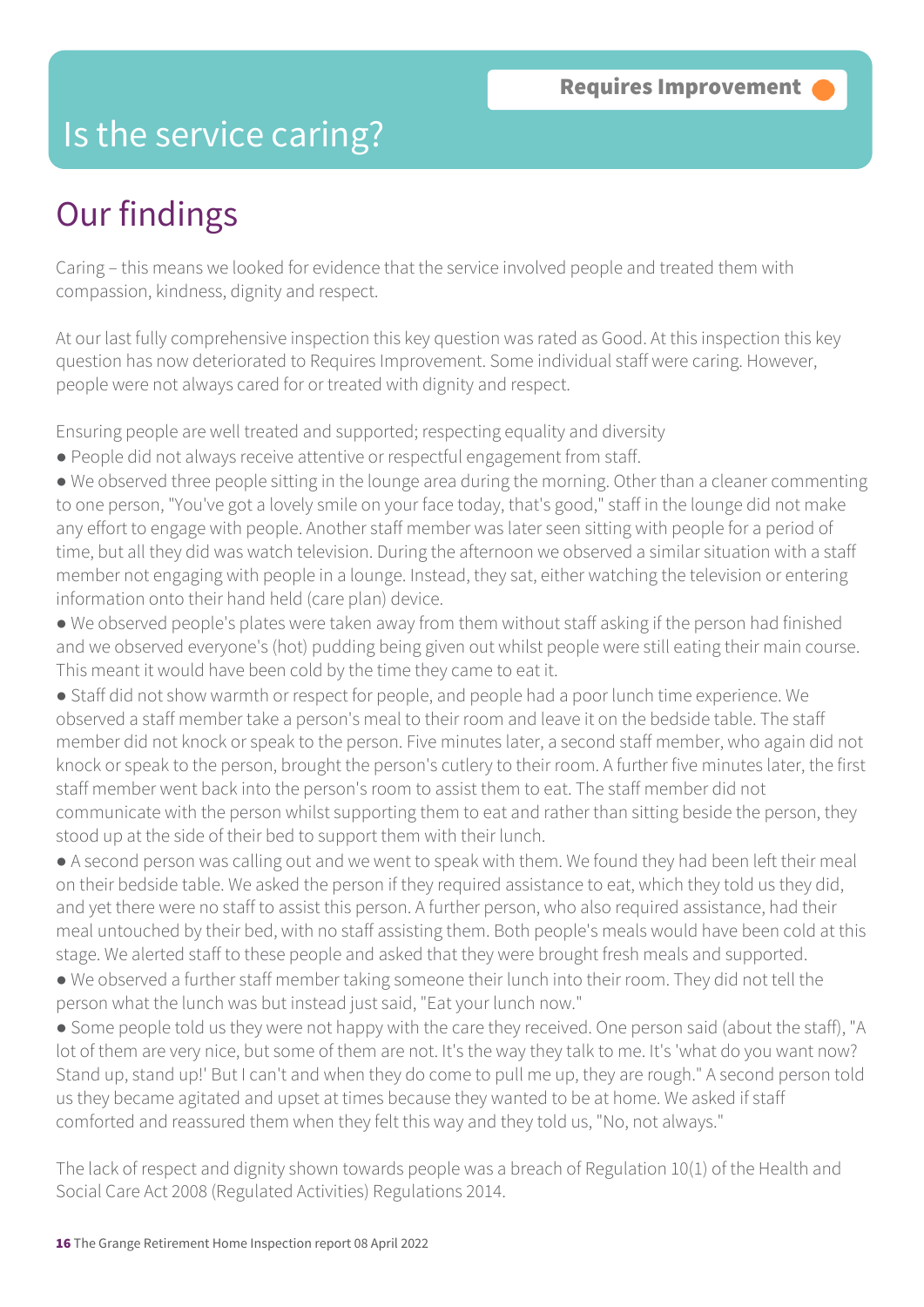# Is the service caring?

**Requires Improvement**

## Our findings

Caring – this means we looked for evidence that the service involved people and treated them with compassion, kindness, dignity and respect.

At our last fully comprehensive inspection this key question was rated as Good. At this inspection this key question has now deteriorated to Requires Improvement. Some individual staff were caring. However, people were not always cared for or treated with dignity and respect.

Ensuring people are well treated and supported; respecting equality and diversity

- People did not always receive attentive or respectful engagement from staff.
- We observed three people sitting in the lounge area during the morning. Other than a cleaner commenting to one person, "You've got a lovely smile on your face today, that's good," staff in the lounge did not make any effort to engage with people. Another staff member was later seen sitting with people for a period of time, but all they did was watch television. During the afternoon we observed a similar situation with a staff member not engaging with people in a lounge. Instead, they sat, either watching the television or entering information onto their hand held (care plan) device.
- We observed people's plates were taken away from them without staff asking if the person had finished and we observed everyone's (hot) pudding being given out whilst people were still eating their main course. This meant it would have been cold by the time they came to eat it.
- Staff did not show warmth or respect for people, and people had a poor lunch time experience. We observed a staff member take a person's meal to their room and leave it on the bedside table. The staff member did not knock or speak to the person. Five minutes later, a second staff member, who again did not knock or speak to the person, brought the person's cutlery to their room. A further five minutes later, the first staff member went back into the person's room to assist them to eat. The staff member did not communicate with the person whilst supporting them to eat and rather than sitting beside the person, they stood up at the side of their bed to support them with their lunch.
- A second person was calling out and we went to speak with them. We found they had been left their meal on their bedside table. We asked the person if they required assistance to eat, which they told us they did, and yet there were no staff to assist this person. A further person, who also required assistance, had their meal untouched by their bed, with no staff assisting them. Both people's meals would have been cold at this stage. We alerted staff to these people and asked that they were brought fresh meals and supported.
- We observed a further staff member taking someone their lunch into their room. They did not tell the person what the lunch was but instead just said, "Eat your lunch now."
- Some people told us they were not happy with the care they received. One person said (about the staff), "A lot of them are very nice, but some of them are not. It's the way they talk to me. It's 'what do you want now? Stand up, stand up!' But I can't and when they do come to pull me up, they are rough." A second person told us they became agitated and upset at times because they wanted to be at home. We asked if staff comforted and reassured them when they felt this way and they told us, "No, not always."

The lack of respect and dignity shown towards people was a breach of Regulation 10(1) of the Health and Social Care Act 2008 (Regulated Activities) Regulations 2014.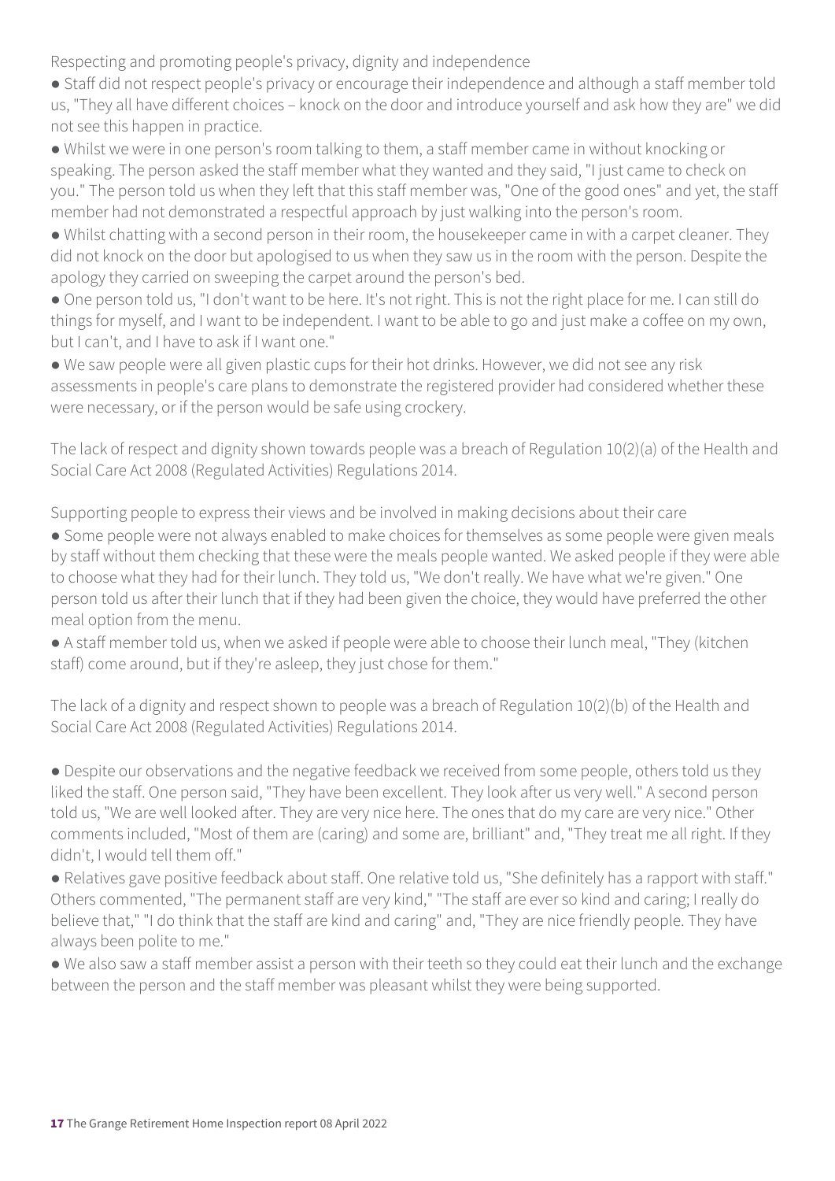### Respecting and promoting people's privacy, dignity and independence

- Staff did not respect people's privacy or encourage their independence and although a staff member told us, "They all have different choices – knock on the door and introduce yourself and ask how they are" we did not see this happen in practice.
- Whilst we were in one person's room talking to them, a staff member came in without knocking or speaking. The person asked the staff member what they wanted and they said, "I just came to check on you." The person told us when they left that this staff member was, "One of the good ones" and yet, the staff member had not demonstrated a respectful approach by just walking into the person's room.
- Whilst chatting with a second person in their room, the housekeeper came in with a carpet cleaner. They did not knock on the door but apologised to us when they saw us in the room with the person. Despite the apology they carried on sweeping the carpet around the person's bed.
- One person told us, "I don't want to be here. It's not right. This is not the right place for me. I can still do things for myself, and I want to be independent. I want to be able to go and just make a coffee on my own, but I can't, and I have to ask if I want one."
- We saw people were all given plastic cups for their hot drinks. However, we did not see any risk assessments in people's care plans to demonstrate the registered provider had considered whether these were necessary, or if the person would be safe using crockery.

The lack of respect and dignity shown towards people was a breach of Regulation 10(2)(a) of the Health and Social Care Act 2008 (Regulated Activities) Regulations 2014.

### Supporting people to express their views and be involved in making decisions about their care

- Some people were not always enabled to make choices for themselves as some people were given meals by staff without them checking that these were the meals people wanted. We asked people if they were able to choose what they had for their lunch. They told us, "We don't really. We have what we're given." One person told us after their lunch that if they had been given the choice, they would have preferred the other meal option from the menu.
- A staff member told us, when we asked if people were able to choose their lunch meal, "They (kitchen staff) come around, but if they're asleep, they just chose for them."

The lack of a dignity and respect shown to people was a breach of Regulation 10(2)(b) of the Health and Social Care Act 2008 (Regulated Activities) Regulations 2014.

- Despite our observations and the negative feedback we received from some people, others told us they liked the staff. One person said, "They have been excellent. They look after us very well." A second person told us, "We are well looked after. They are very nice here. The ones that do my care are very nice." Other comments included, "Most of them are (caring) and some are, brilliant" and, "They treat me all right. If they didn't, I would tell them off."
- Relatives gave positive feedback about staff. One relative told us, "She definitely has a rapport with staff." Others commented, "The permanent staff are very kind," "The staff are ever so kind and caring; I really do believe that," "I do think that the staff are kind and caring" and, "They are nice friendly people. They have always been polite to me."
- We also saw a staff member assist a person with their teeth so they could eat their lunch and the exchange between the person and the staff member was pleasant whilst they were being supported.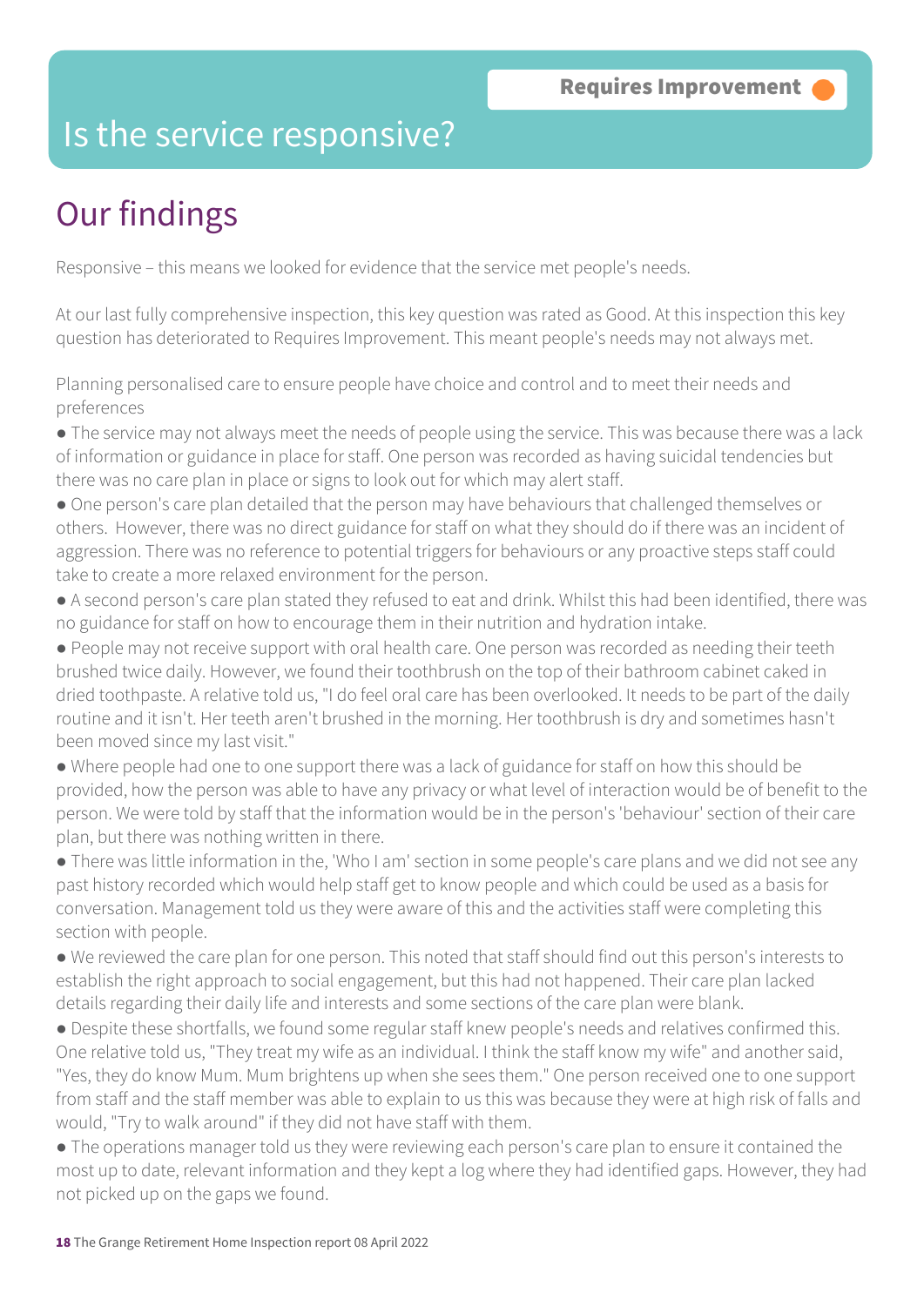Requires Improvement

# Is the service responsive?

## Our findings

Responsive – this means we looked for evidence that the service met people's needs.

At our last fully comprehensive inspection, this key question was rated as Good. At this inspection this key question has deteriorated to Requires Improvement. This meant people's needs may not always met.

Planning personalised care to ensure people have choice and control and to meet their needs and preferences

- The service may not always meet the needs of people using the service. This was because there was a lack of information or guidance in place for staff. One person was recorded as having suicidal tendencies but there was no care plan in place or signs to look out for which may alert staff.
- One person's care plan detailed that the person may have behaviours that challenged themselves or others. However, there was no direct guidance for staff on what they should do if there was an incident of aggression. There was no reference to potential triggers for behaviours or any proactive steps staff could take to create a more relaxed environment for the person.
- A second person's care plan stated they refused to eat and drink. Whilst this had been identified, there was no guidance for staff on how to encourage them in their nutrition and hydration intake.
- People may not receive support with oral health care. One person was recorded as needing their teeth brushed twice daily. However, we found their toothbrush on the top of their bathroom cabinet caked in dried toothpaste. A relative told us, "I do feel oral care has been overlooked. It needs to be part of the daily routine and it isn't. Her teeth aren't brushed in the morning. Her toothbrush is dry and sometimes hasn't been moved since my last visit."
- Where people had one to one support there was a lack of guidance for staff on how this should be provided, how the person was able to have any privacy or what level of interaction would be of benefit to the person. We were told by staff that the information would be in the person's 'behaviour' section of their care plan, but there was nothing written in there.
- There was little information in the, 'Who I am' section in some people's care plans and we did not see any past history recorded which would help staff get to know people and which could be used as a basis for conversation. Management told us they were aware of this and the activities staff were completing this section with people.
- We reviewed the care plan for one person. This noted that staff should find out this person's interests to establish the right approach to social engagement, but this had not happened. Their care plan lacked details regarding their daily life and interests and some sections of the care plan were blank.
- Despite these shortfalls, we found some regular staff knew people's needs and relatives confirmed this. One relative told us, "They treat my wife as an individual. I think the staff know my wife" and another said, "Yes, they do know Mum. Mum brightens up when she sees them." One person received one to one support from staff and the staff member was able to explain to us this was because they were at high risk of falls and would, "Try to walk around" if they did not have staff with them.
- The operations manager told us they were reviewing each person's care plan to ensure it contained the most up to date, relevant information and they kept a log where they had identified gaps. However, they had not picked up on the gaps we found.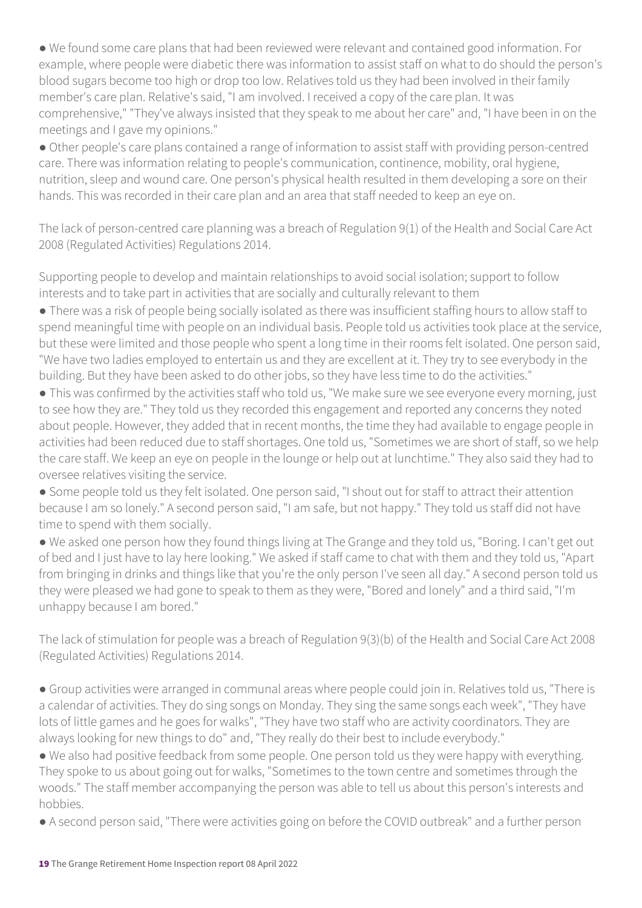- We found some care plans that had been reviewed were relevant and contained good information. For example, where people were diabetic there was information to assist staff on what to do should the person's blood sugars become too high or drop too low. Relatives told us they had been involved in their family member's care plan. Relative's said, "I am involved. I received a copy of the care plan. It was comprehensive," "They've always insisted that they speak to me about her care" and, "I have been in on the meetings and I gave my opinions."
- Other people's care plans contained a range of information to assist staff with providing person-centred care. There was information relating to people's communication, continence, mobility, oral hygiene, nutrition, sleep and wound care. One person's physical health resulted in them developing a sore on their hands. This was recorded in their care plan and an area that staff needed to keep an eye on.

The lack of person-centred care planning was a breach of Regulation 9(1) of the Health and Social Care Act 2008 (Regulated Activities) Regulations 2014.

Supporting people to develop and maintain relationships to avoid social isolation; support to follow interests and to take part in activities that are socially and culturally relevant to them

- There was a risk of people being socially isolated as there was insufficient staffing hours to allow staff to spend meaningful time with people on an individual basis. People told us activities took place at the service, but these were limited and those people who spent a long time in their rooms felt isolated. One person said, "We have two ladies employed to entertain us and they are excellent at it. They try to see everybody in the building. But they have been asked to do other jobs, so they have less time to do the activities."
- This was confirmed by the activities staff who told us, "We make sure we see everyone every morning, just to see how they are." They told us they recorded this engagement and reported any concerns they noted about people. However, they added that in recent months, the time they had available to engage people in activities had been reduced due to staff shortages. One told us, "Sometimes we are short of staff, so we help the care staff. We keep an eye on people in the lounge or help out at lunchtime." They also said they had to oversee relatives visiting the service.
- Some people told us they felt isolated. One person said, "I shout out for staff to attract their attention because I am so lonely." A second person said, "I am safe, but not happy." They told us staff did not have time to spend with them socially.
- We asked one person how they found things living at The Grange and they told us, "Boring. I can't get out of bed and I just have to lay here looking." We asked if staff came to chat with them and they told us, "Apart from bringing in drinks and things like that you're the only person I've seen all day." A second person told us they were pleased we had gone to speak to them as they were, "Bored and lonely" and a third said, "I'm unhappy because I am bored."

The lack of stimulation for people was a breach of Regulation 9(3)(b) of the Health and Social Care Act 2008 (Regulated Activities) Regulations 2014.

- Group activities were arranged in communal areas where people could join in. Relatives told us, "There is a calendar of activities. They do sing songs on Monday. They sing the same songs each week", "They have lots of little games and he goes for walks", "They have two staff who are activity coordinators. They are always looking for new things to do" and, "They really do their best to include everybody."
- We also had positive feedback from some people. One person told us they were happy with everything. They spoke to us about going out for walks, "Sometimes to the town centre and sometimes through the woods." The staff member accompanying the person was able to tell us about this person's interests and hobbies.
- A second person said, "There were activities going on before the COVID outbreak" and a further person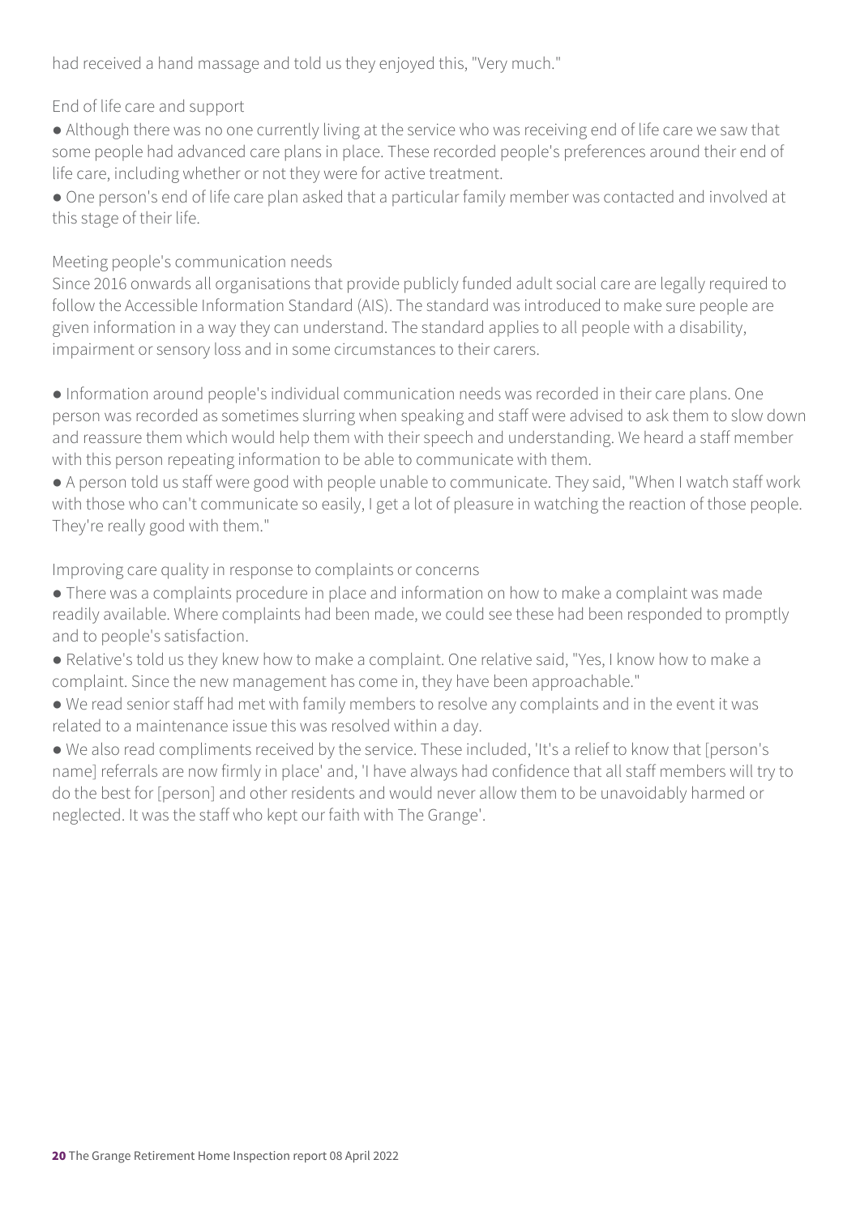had received a hand massage and told us they enjoyed this, "Very much."

### End of life care and support

- Although there was no one currently living at the service who was receiving end of life care we saw that some people had advanced care plans in place. These recorded people's preferences around their end of life care, including whether or not they were for active treatment.
- One person's end of life care plan asked that a particular family member was contacted and involved at this stage of their life.

### Meeting people's communication needs

Since 2016 onwards all organisations that provide publicly funded adult social care are legally required to follow the Accessible Information Standard (AIS). The standard was introduced to make sure people are given information in a way they can understand. The standard applies to all people with a disability, impairment or sensory loss and in some circumstances to their carers.

- Information around people's individual communication needs was recorded in their care plans. One person was recorded as sometimes slurring when speaking and staff were advised to ask them to slow down and reassure them which would help them with their speech and understanding. We heard a staff member with this person repeating information to be able to communicate with them.
- A person told us staff were good with people unable to communicate. They said, "When I watch staff work with those who can't communicate so easily, I get a lot of pleasure in watching the reaction of those people. They're really good with them."

### Improving care quality in response to complaints or concerns

- There was a complaints procedure in place and information on how to make a complaint was made readily available. Where complaints had been made, we could see these had been responded to promptly and to people's satisfaction.
- Relative's told us they knew how to make a complaint. One relative said, "Yes, I know how to make a complaint. Since the new management has come in, they have been approachable."
- We read senior staff had met with family members to resolve any complaints and in the event it was related to a maintenance issue this was resolved within a day.
- We also read compliments received by the service. These included, 'It's a relief to know that [person's name] referrals are now firmly in place' and, 'I have always had confidence that all staff members will try to do the best for [person] and other residents and would never allow them to be unavoidably harmed or neglected. It was the staff who kept our faith with The Grange'.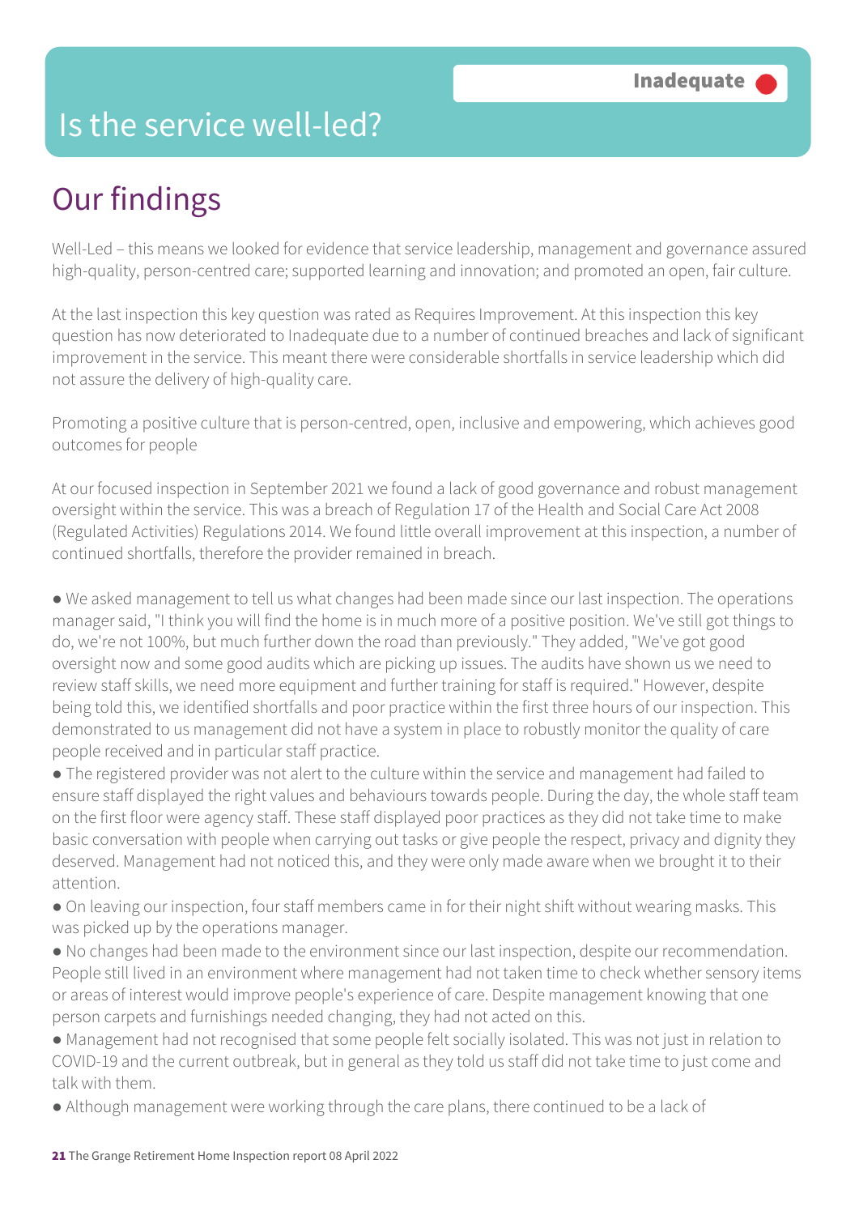# Is the service well-led?

**Inadequate**

## Our findings

Well-Led – this means we looked for evidence that service leadership, management and governance assured high-quality, person-centred care; supported learning and innovation; and promoted an open, fair culture.

At the last inspection this key question was rated as Requires Improvement. At this inspection this key question has now deteriorated to Inadequate due to a number of continued breaches and lack of significant improvement in the service. This meant there were considerable shortfalls in service leadership which did not assure the delivery of high-quality care.

Promoting a positive culture that is person-centred, open, inclusive and empowering, which achieves good outcomes for people

At our focused inspection in September 2021 we found a lack of good governance and robust management oversight within the service. This was a breach of Regulation 17 of the Health and Social Care Act 2008 (Regulated Activities) Regulations 2014. We found little overall improvement at this inspection, a number of continued shortfalls, therefore the provider remained in breach.

- We asked management to tell us what changes had been made since our last inspection. The operations manager said, "I think you will find the home is in much more of a positive position. We've still got things to do, we're not 100%, but much further down the road than previously." They added, "We've got good oversight now and some good audits which are picking up issues. The audits have shown us we need to review staff skills, we need more equipment and further training for staff is required." However, despite being told this, we identified shortfalls and poor practice within the first three hours of our inspection. This demonstrated to us management did not have a system in place to robustly monitor the quality of care people received and in particular staff practice.
- The registered provider was not alert to the culture within the service and management had failed to ensure staff displayed the right values and behaviours towards people. During the day, the whole staff team on the first floor were agency staff. These staff displayed poor practices as they did not take time to make basic conversation with people when carrying out tasks or give people the respect, privacy and dignity they deserved. Management had not noticed this, and they were only made aware when we brought it to their attention.
- On leaving our inspection, four staff members came in for their night shift without wearing masks. This was picked up by the operations manager.
- No changes had been made to the environment since our last inspection, despite our recommendation. People still lived in an environment where management had not taken time to check whether sensory items or areas of interest would improve people's experience of care. Despite management knowing that one person carpets and furnishings needed changing, they had not acted on this.
- Management had not recognised that some people felt socially isolated. This was not just in relation to COVID-19 and the current outbreak, but in general as they told us staff did not take time to just come and talk with them.
- Although management were working through the care plans, there continued to be a lack of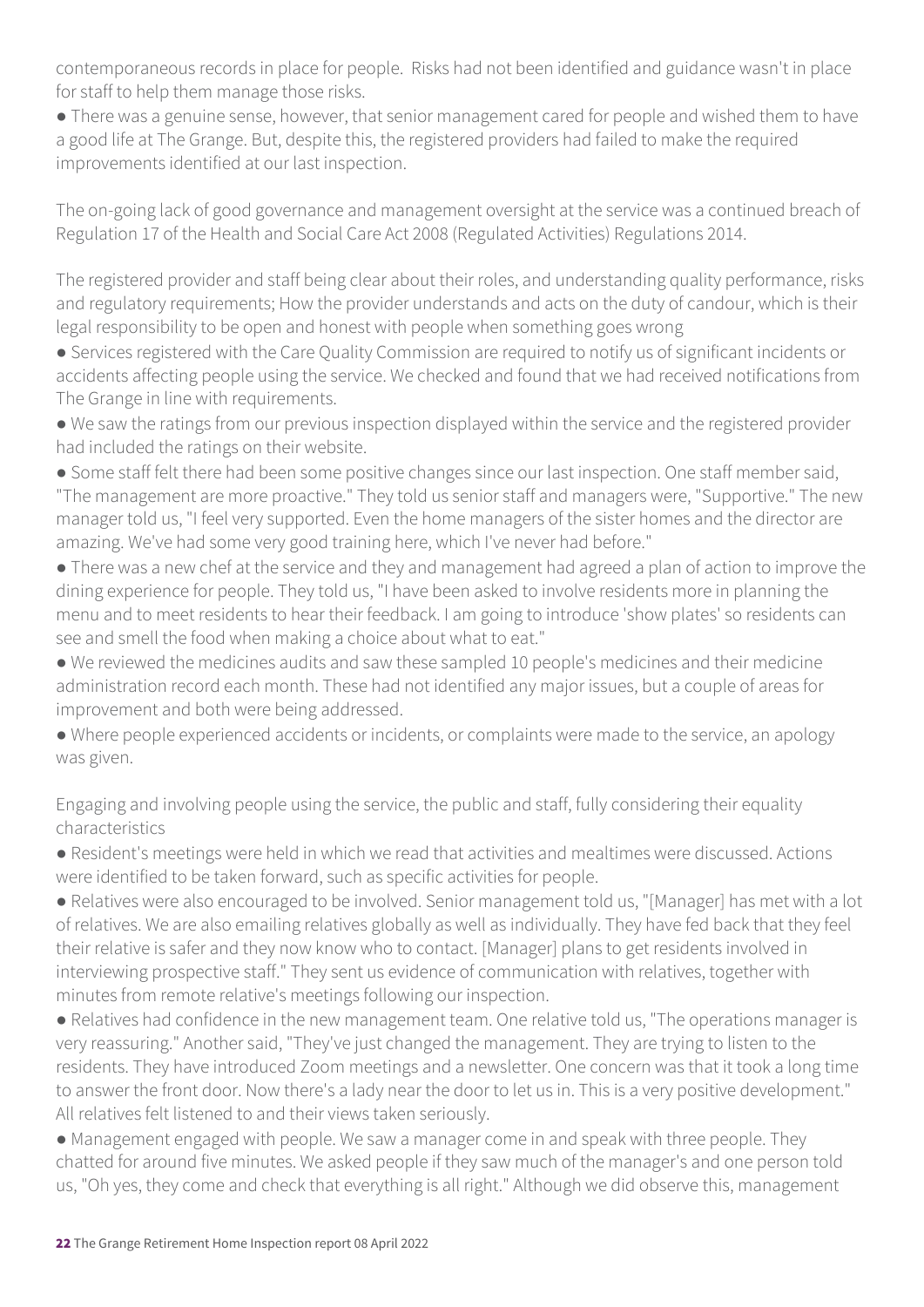contemporaneous records in place for people. Risks had not been identified and guidance wasn't in place for staff to help them manage those risks.

● There was a genuine sense, however, that senior management cared for people and wished them to have a good life at The Grange. But, despite this, the registered providers had failed to make the required improvements identified at our last inspection.

The on-going lack of good governance and management oversight at the service was a continued breach of Regulation 17 of the Health and Social Care Act 2008 (Regulated Activities) Regulations 2014.

The registered provider and staff being clear about their roles, and understanding quality performance, risks and regulatory requirements; How the provider understands and acts on the duty of candour, which is their legal responsibility to be open and honest with people when something goes wrong

● Services registered with the Care Quality Commission are required to notify us of significant incidents or accidents affecting people using the service. We checked and found that we had received notifications from The Grange in line with requirements.

● We saw the ratings from our previous inspection displayed within the service and the registered provider had included the ratings on their website.

● Some staff felt there had been some positive changes since our last inspection. One staff member said, "The management are more proactive." They told us senior staff and managers were, "Supportive." The new manager told us, "I feel very supported. Even the home managers of the sister homes and the director are amazing. We've had some very good training here, which I've never had before."

● There was a new chef at the service and they and management had agreed a plan of action to improve the dining experience for people. They told us, "I have been asked to involve residents more in planning the menu and to meet residents to hear their feedback. I am going to introduce 'show plates' so residents can see and smell the food when making a choice about what to eat."

● We reviewed the medicines audits and saw these sampled 10 people's medicines and their medicine administration record each month. These had not identified any major issues, but a couple of areas for improvement and both were being addressed.

● Where people experienced accidents or incidents, or complaints were made to the service, an apology was given.

Engaging and involving people using the service, the public and staff, fully considering their equality characteristics

● Resident's meetings were held in which we read that activities and mealtimes were discussed. Actions were identified to be taken forward, such as specific activities for people.

● Relatives were also encouraged to be involved. Senior management told us, "[Manager] has met with a lot of relatives. We are also emailing relatives globally as well as individually. They have fed back that they feel their relative is safer and they now know who to contact. [Manager] plans to get residents involved in interviewing prospective staff." They sent us evidence of communication with relatives, together with minutes from remote relative's meetings following our inspection.

● Relatives had confidence in the new management team. One relative told us, "The operations manager is very reassuring." Another said, "They've just changed the management. They are trying to listen to the residents. They have introduced Zoom meetings and a newsletter. One concern was that it took a long time to answer the front door. Now there's a lady near the door to let us in. This is a very positive development." All relatives felt listened to and their views taken seriously.

● Management engaged with people. We saw a manager come in and speak with three people. They chatted for around five minutes. We asked people if they saw much of the manager's and one person told us, "Oh yes, they come and check that everything is all right." Although we did observe this, management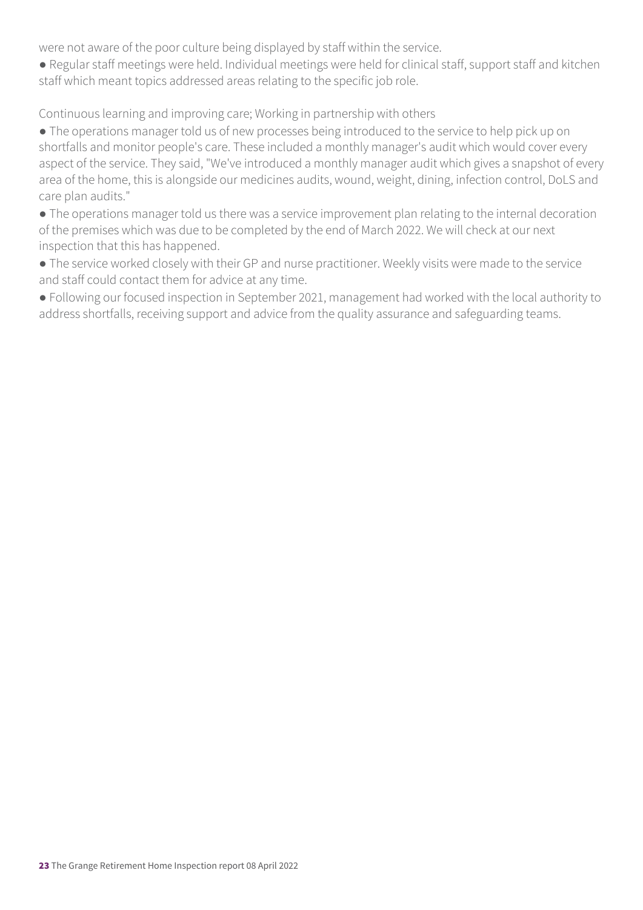were not aware of the poor culture being displayed by staff within the service.

- Regular staff meetings were held. Individual meetings were held for clinical staff, support staff and kitchen staff which meant topics addressed areas relating to the specific job role.

Continuous learning and improving care; Working in partnership with others

- The operations manager told us of new processes being introduced to the service to help pick up on shortfalls and monitor people's care. These included a monthly manager's audit which would cover every aspect of the service. They said, "We've introduced a monthly manager audit which gives a snapshot of every area of the home, this is alongside our medicines audits, wound, weight, dining, infection control, DoLS and care plan audits."
- The operations manager told us there was a service improvement plan relating to the internal decoration of the premises which was due to be completed by the end of March 2022. We will check at our next inspection that this has happened.
- The service worked closely with their GP and nurse practitioner. Weekly visits were made to the service and staff could contact them for advice at any time.
- Following our focused inspection in September 2021, management had worked with the local authority to address shortfalls, receiving support and advice from the quality assurance and safeguarding teams.